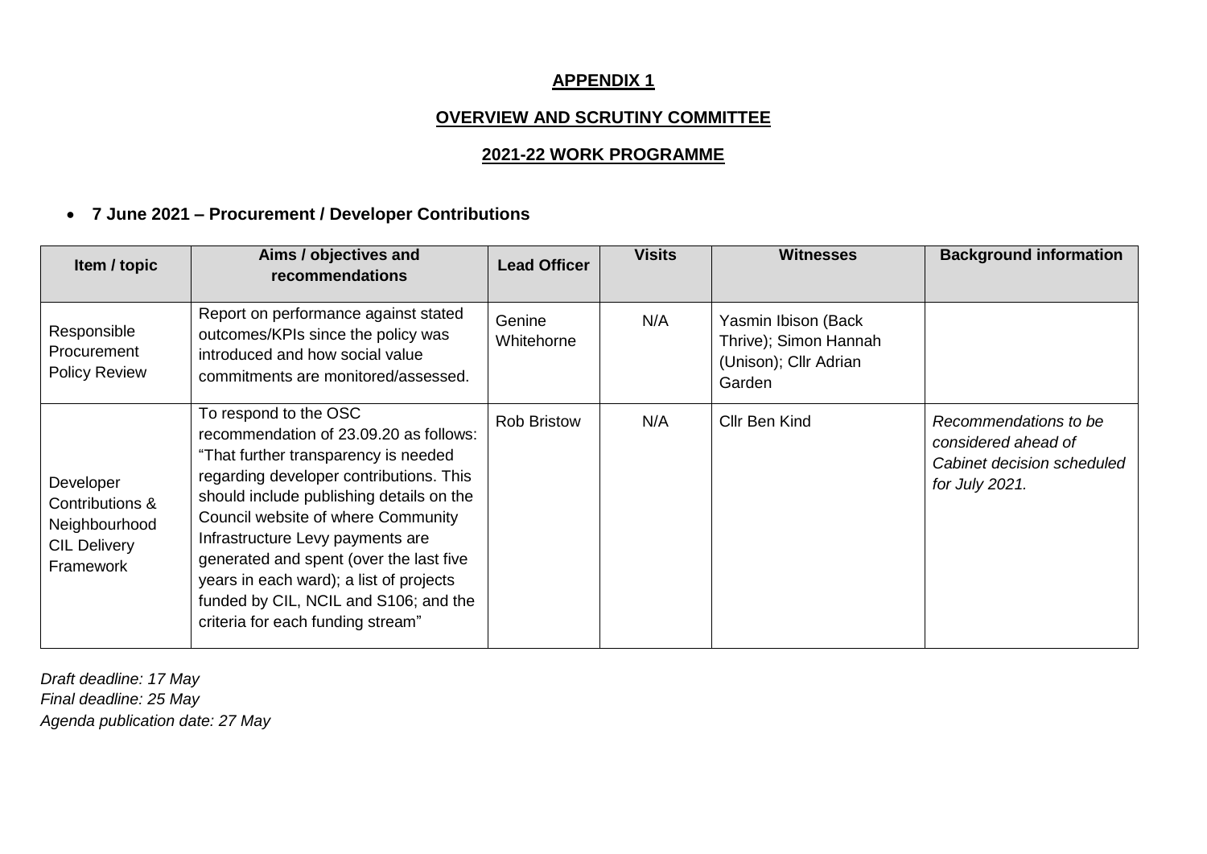**APPENDIX 1**

**OVERVIEW AND SCRUTINY COMMITTEE**

**2021-22 WORK PROGRAMME**

- **7 June 2021 – Procurement / Developer Contributions**

| Item / topic | Aims / objectives and recommendations | Lead Officer | Visits | Witnesses | Background information |
|---|---|---|---|---|---|
| Responsible Procurement Policy Review | Report on performance against stated outcomes/KPIs since the policy was introduced and how social value commitments are monitored/assessed. | Genine Whitehorne | N/A | Yasmin Ibison (Back Thrive); Simon Hannah (Unison); Cllr Adrian Garden | |
| Developer Contributions & Neighbourhood CIL Delivery Framework | To respond to the OSC recommendation of 23.09.20 as follows: "That further transparency is needed regarding developer contributions. This should include publishing details on the Council website of where Community Infrastructure Levy payments are generated and spent (over the last five years in each ward); a list of projects funded by CIL, NCIL and S106; and the criteria for each funding stream" | Rob Bristow | N/A | Cllr Ben Kind | *Recommendations to be considered ahead of Cabinet decision scheduled for July 2021.* |

*Draft deadline: 17 May*
*Final deadline: 25 May*
*Agenda publication date: 27 May*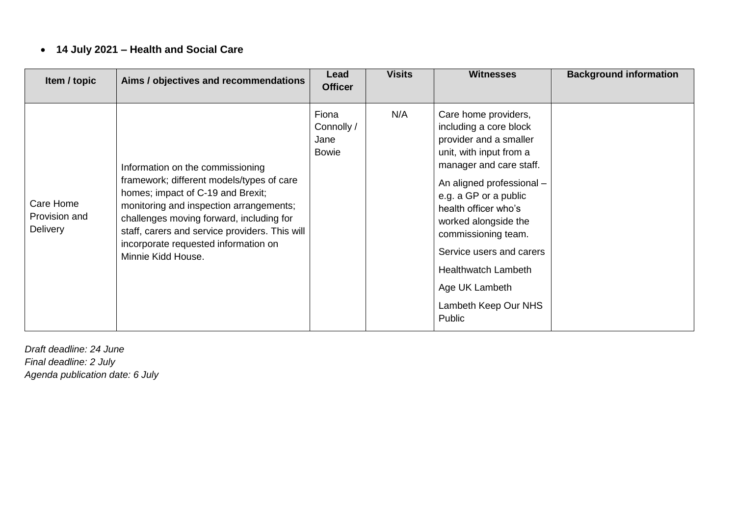- **14 July 2021 – Health and Social Care**

| Item / topic | Aims / objectives and recommendations | Lead Officer | Visits | Witnesses | Background information |
|---|---|---|---|---|---|
| Care Home Provision and Delivery | Information on the commissioning framework; different models/types of care homes; impact of C-19 and Brexit; monitoring and inspection arrangements; challenges moving forward, including for staff, carers and service providers. This will incorporate requested information on Minnie Kidd House. | Fiona Connolly / Jane Bowie | N/A | Care home providers, including a core block provider and a smaller unit, with input from a manager and care staff.<br><br>An aligned professional – e.g. a GP or a public health officer who's worked alongside the commissioning team.<br><br>Service users and carers<br><br>Healthwatch Lambeth<br><br>Age UK Lambeth<br><br>Lambeth Keep Our NHS Public | |

*Draft deadline: 24 June*
*Final deadline: 2 July*
*Agenda publication date: 6 July*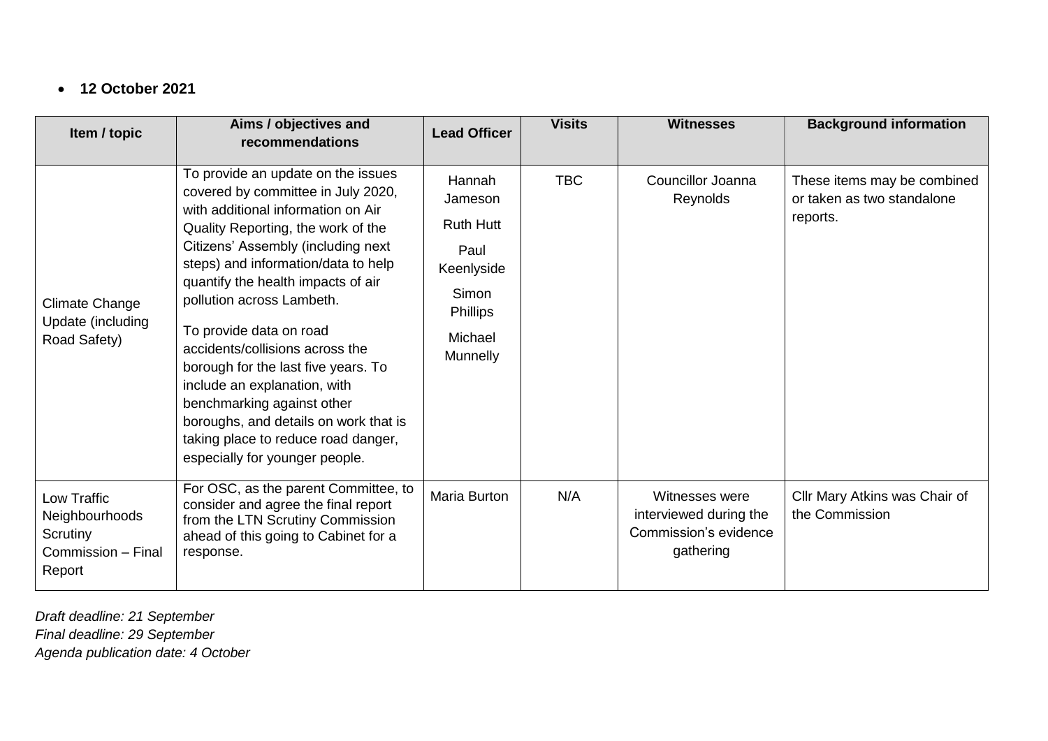- **12 October 2021**

| Item / topic | Aims / objectives and recommendations | Lead Officer | Visits | Witnesses | Background information |
|---|---|---|---|---|---|
| Climate Change Update (including Road Safety) | To provide an update on the issues covered by committee in July 2020, with additional information on Air Quality Reporting, the work of the Citizens' Assembly (including next steps) and information/data to help quantify the health impacts of air pollution across Lambeth.<br><br>To provide data on road accidents/collisions across the borough for the last five years. To include an explanation, with benchmarking against other boroughs, and details on work that is taking place to reduce road danger, especially for younger people. | Hannah Jameson<br><br>Ruth Hutt<br><br>Paul Keenlyside<br><br>Simon Phillips<br><br>Michael Munnelly | TBC | Councillor Joanna Reynolds | These items may be combined or taken as two standalone reports. |
| Low Traffic Neighbourhoods Scrutiny Commission – Final Report | For OSC, as the parent Committee, to consider and agree the final report from the LTN Scrutiny Commission ahead of this going to Cabinet for a response. | Maria Burton | N/A | Witnesses were interviewed during the Commission's evidence gathering | Cllr Mary Atkins was Chair of the Commission |

*Draft deadline: 21 September*
*Final deadline: 29 September*
*Agenda publication date: 4 October*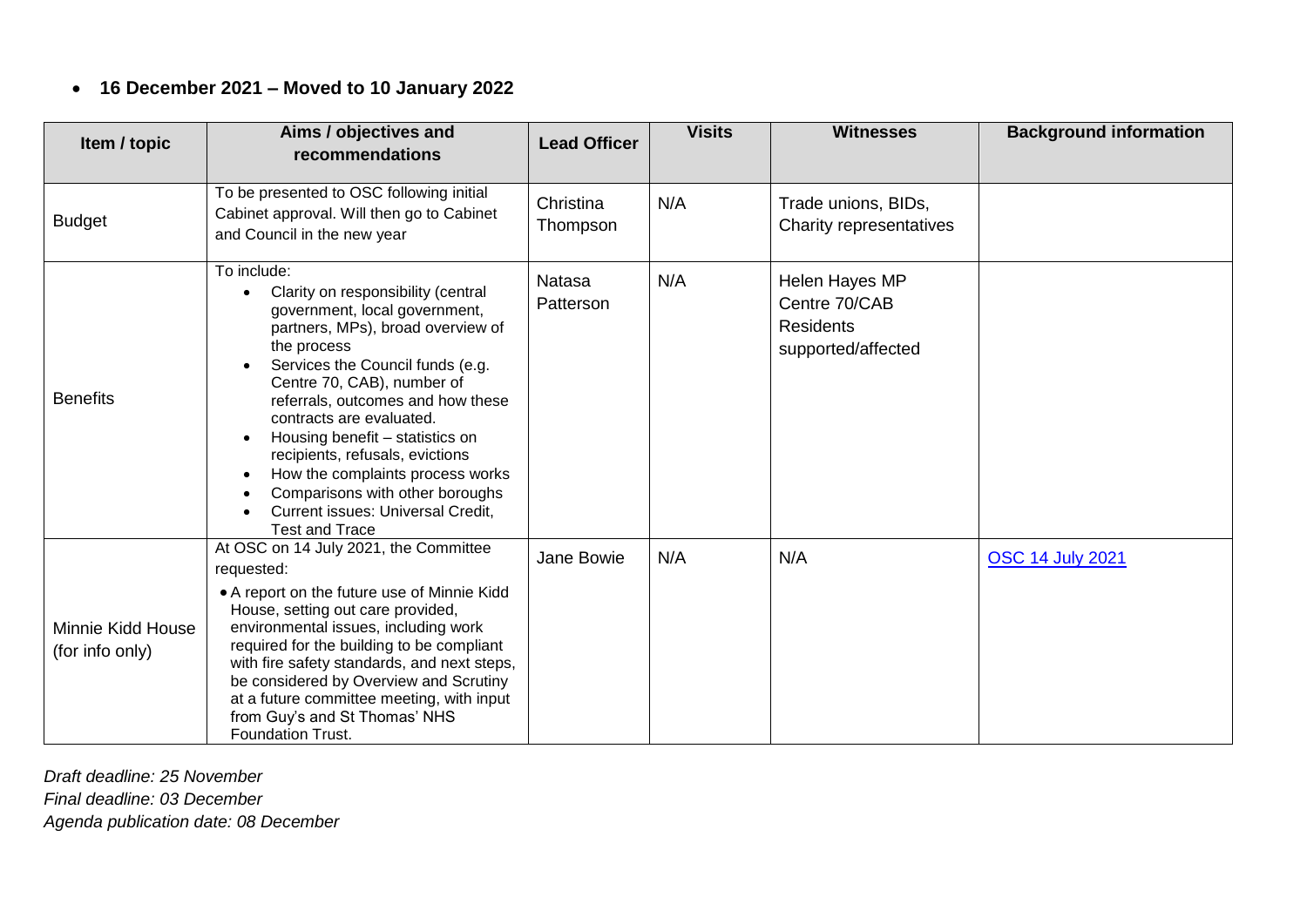- **16 December 2021 – Moved to 10 January 2022**

| Item / topic | Aims / objectives and recommendations | Lead Officer | Visits | Witnesses | Background information |
|---|---|---|---|---|---|
| Budget | To be presented to OSC following initial Cabinet approval. Will then go to Cabinet and Council in the new year | Christina Thompson | N/A | Trade unions, BIDs, Charity representatives | |
| Benefits | To include:<br>• Clarity on responsibility (central government, local government, partners, MPs), broad overview of the process<br>• Services the Council funds (e.g. Centre 70, CAB), number of referrals, outcomes and how these contracts are evaluated.<br>• Housing benefit – statistics on recipients, refusals, evictions<br>• How the complaints process works<br>• Comparisons with other boroughs<br>• Current issues: Universal Credit, Test and Trace | Natasa Patterson | N/A | Helen Hayes MP<br>Centre 70/CAB<br>Residents supported/affected | |
| Minnie Kidd House (for info only) | At OSC on 14 July 2021, the Committee requested:<br>• A report on the future use of Minnie Kidd House, setting out care provided, environmental issues, including work required for the building to be compliant with fire safety standards, and next steps, be considered by Overview and Scrutiny at a future committee meeting, with input from Guy's and St Thomas' NHS Foundation Trust. | Jane Bowie | N/A | N/A | OSC 14 July 2021 |

*Draft deadline: 25 November*
*Final deadline: 03 December*
*Agenda publication date: 08 December*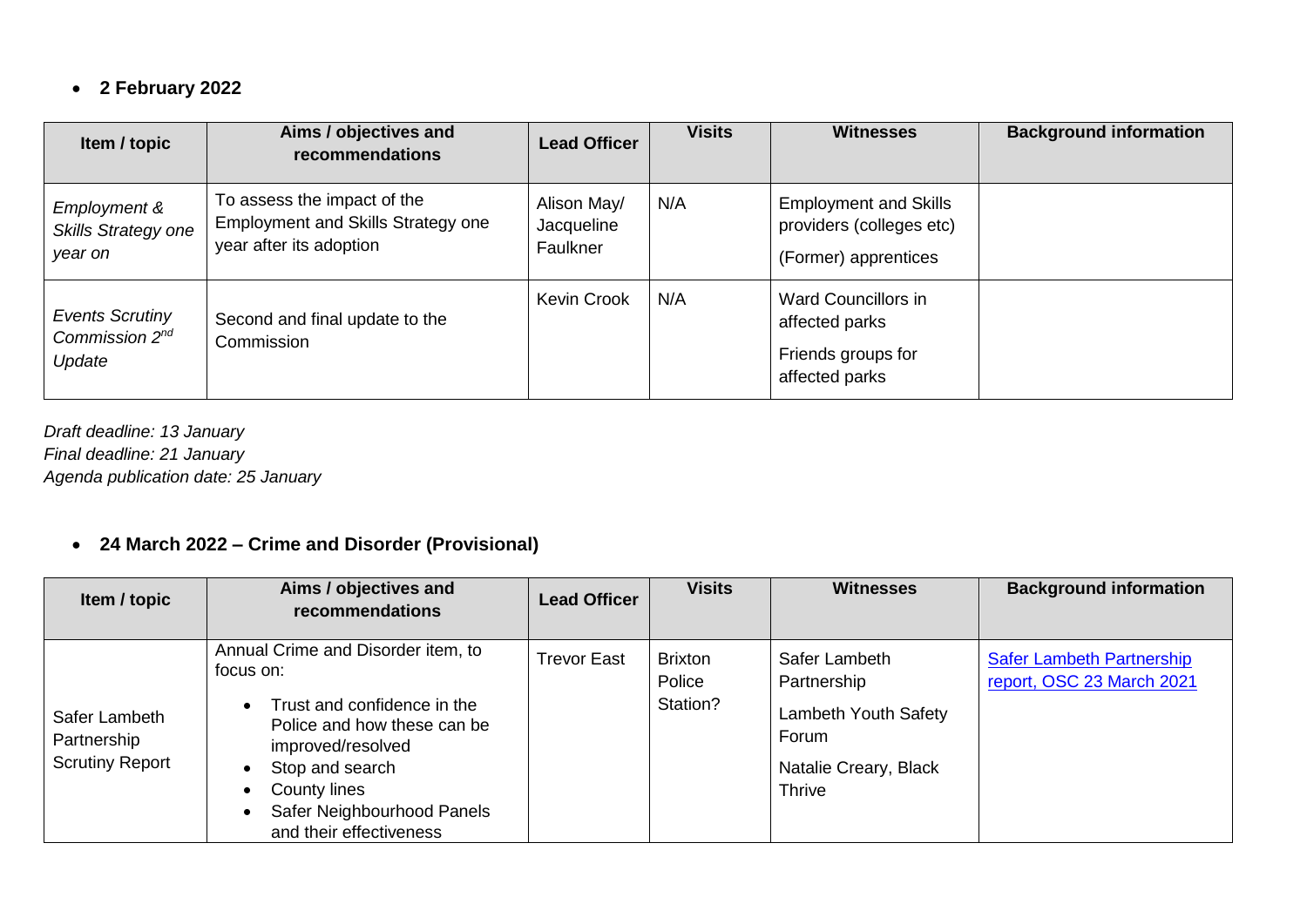- **2 February 2022**

| Item / topic | Aims / objectives and recommendations | Lead Officer | Visits | Witnesses | Background information |
|---|---|---|---|---|---|
| *Employment & Skills Strategy one year on* | To assess the impact of the Employment and Skills Strategy one year after its adoption | Alison May/ Jacqueline Faulkner | N/A | Employment and Skills providers (colleges etc)<br>(Former) apprentices | |
| *Events Scrutiny Commission 2nd Update* | Second and final update to the Commission | Kevin Crook | N/A | Ward Councillors in affected parks<br>Friends groups for affected parks | |

*Draft deadline: 13 January*
*Final deadline: 21 January*
*Agenda publication date: 25 January*

- **24 March 2022 – Crime and Disorder (Provisional)**

| Item / topic | Aims / objectives and recommendations | Lead Officer | Visits | Witnesses | Background information |
|---|---|---|---|---|---|
| Safer Lambeth Partnership Scrutiny Report | Annual Crime and Disorder item, to focus on:<br>• Trust and confidence in the Police and how these can be improved/resolved<br>• Stop and search<br>• County lines<br>• Safer Neighbourhood Panels and their effectiveness | Trevor East | Brixton Police Station? | Safer Lambeth Partnership<br>Lambeth Youth Safety Forum<br>Natalie Creary, Black Thrive | Safer Lambeth Partnership report, OSC 23 March 2021 |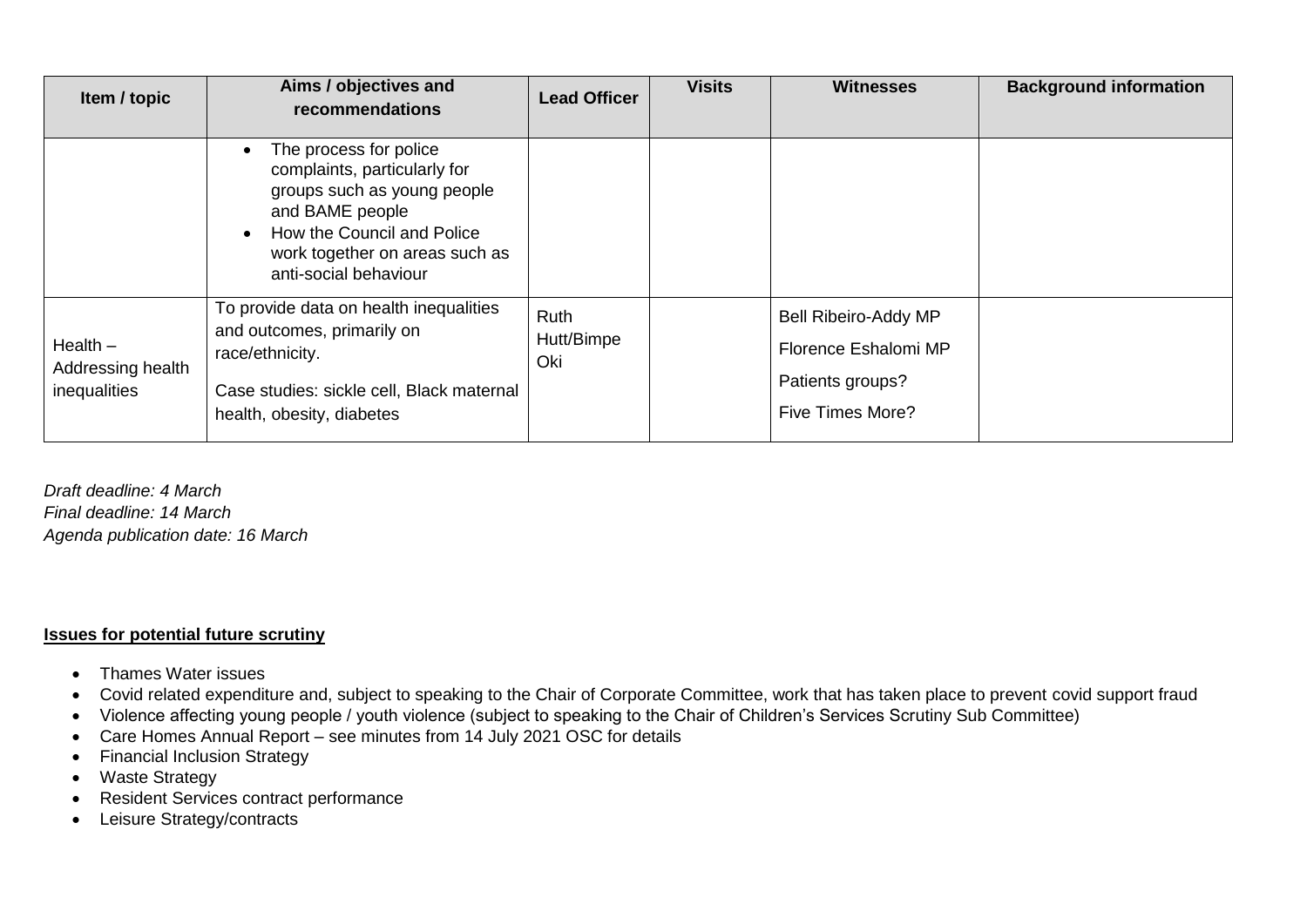| Item / topic | Aims / objectives and recommendations | Lead Officer | Visits | Witnesses | Background information |
|---|---|---|---|---|---|
| | • The process for police complaints, particularly for groups such as young people and BAME people<br>• How the Council and Police work together on areas such as anti-social behaviour | | | | |
| Health – Addressing health inequalities | To provide data on health inequalities and outcomes, primarily on race/ethnicity.<br><br>Case studies: sickle cell, Black maternal health, obesity, diabetes | Ruth Hutt/Bimpe Oki | | Bell Ribeiro-Addy MP<br><br>Florence Eshalomi MP<br><br>Patients groups?<br><br>Five Times More? | |

*Draft deadline: 4 March*
*Final deadline: 14 March*
*Agenda publication date: 16 March*

**Issues for potential future scrutiny**

- Thames Water issues
- Covid related expenditure and, subject to speaking to the Chair of Corporate Committee, work that has taken place to prevent covid support fraud
- Violence affecting young people / youth violence (subject to speaking to the Chair of Children's Services Scrutiny Sub Committee)
- Care Homes Annual Report – see minutes from 14 July 2021 OSC for details
- Financial Inclusion Strategy
- Waste Strategy
- Resident Services contract performance
- Leisure Strategy/contracts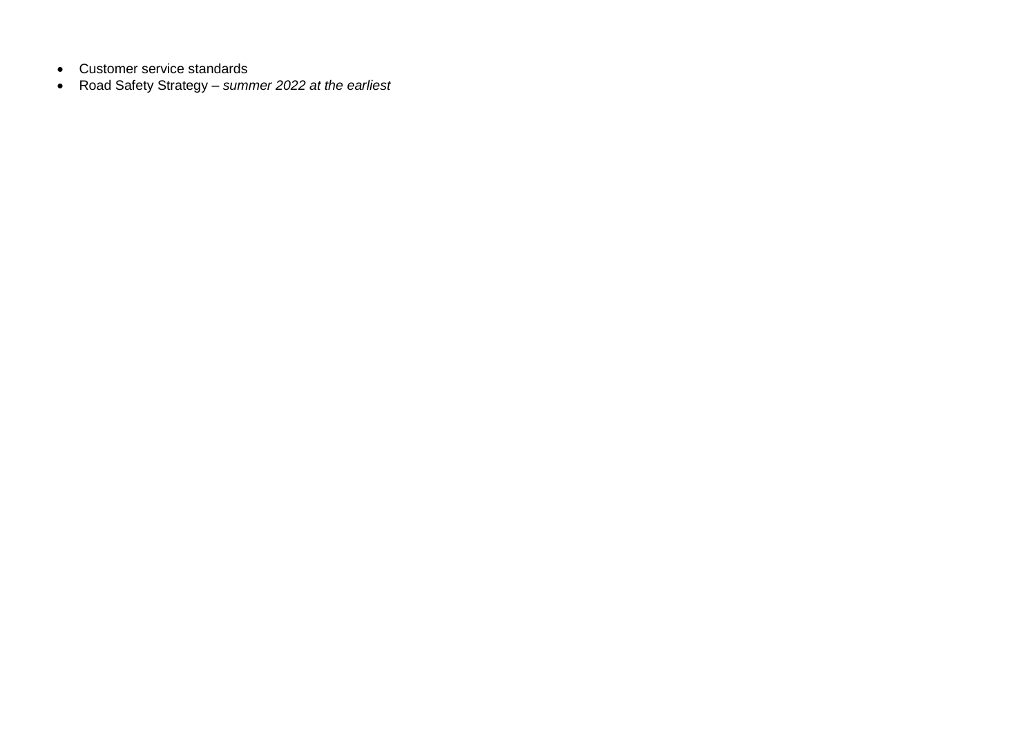- Customer service standards
- Road Safety Strategy – *summer 2022 at the earliest*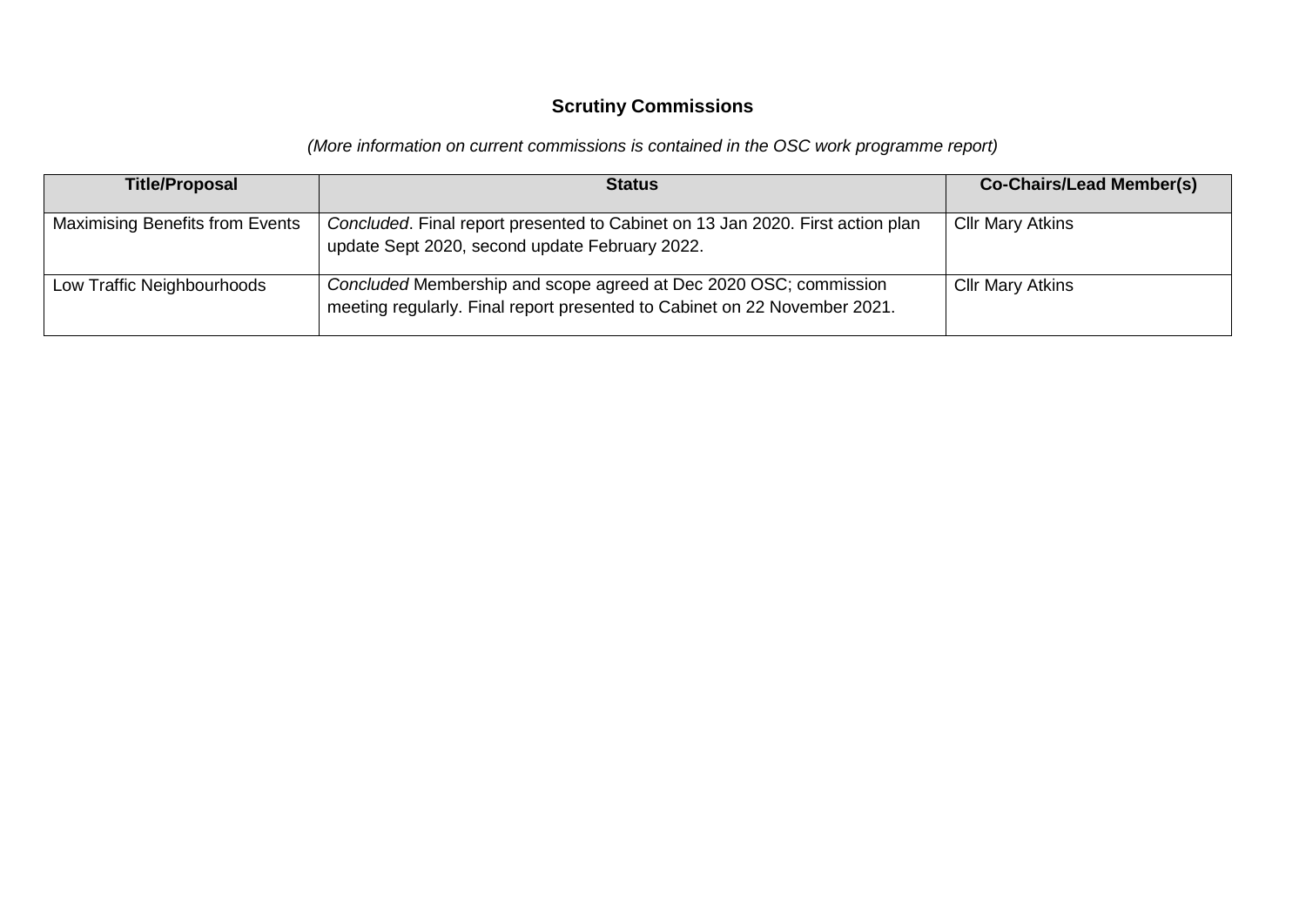## Scrutiny Commissions

*(More information on current commissions is contained in the OSC work programme report)*

| Title/Proposal | Status | Co-Chairs/Lead Member(s) |
|---|---|---|
| Maximising Benefits from Events | *Concluded*. Final report presented to Cabinet on 13 Jan 2020. First action plan update Sept 2020, second update February 2022. | Cllr Mary Atkins |
| Low Traffic Neighbourhoods | *Concluded* Membership and scope agreed at Dec 2020 OSC; commission meeting regularly. Final report presented to Cabinet on 22 November 2021. | Cllr Mary Atkins |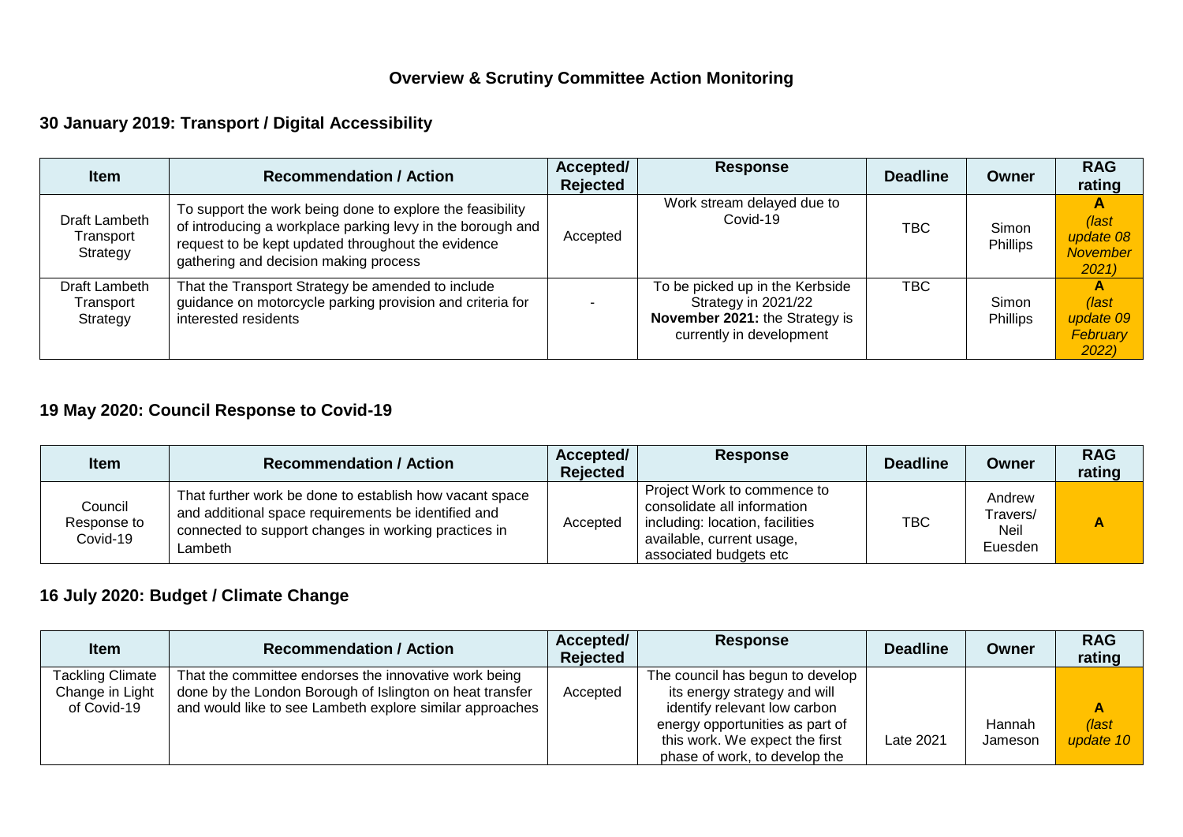# Overview & Scrutiny Committee Action Monitoring

## 30 January 2019: Transport / Digital Accessibility

| Item | Recommendation / Action | Accepted/ Rejected | Response | Deadline | Owner | RAG rating |
|---|---|---|---|---|---|---|
| Draft Lambeth Transport Strategy | To support the work being done to explore the feasibility of introducing a workplace parking levy in the borough and request to be kept updated throughout the evidence gathering and decision making process | Accepted | Work stream delayed due to Covid-19 | TBC | Simon Phillips | A *(last update 08 November 2021)* |
| Draft Lambeth Transport Strategy | That the Transport Strategy be amended to include guidance on motorcycle parking provision and criteria for interested residents | - | To be picked up in the Kerbside Strategy in 2021/22 **November 2021:** the Strategy is currently in development | TBC | Simon Phillips | A *(last update 09 February 2022)* |

## 19 May 2020: Council Response to Covid-19

| Item | Recommendation / Action | Accepted/ Rejected | Response | Deadline | Owner | RAG rating |
|---|---|---|---|---|---|---|
| Council Response to Covid-19 | That further work be done to establish how vacant space and additional space requirements be identified and connected to support changes in working practices in Lambeth | Accepted | Project Work to commence to consolidate all information including: location, facilities available, current usage, associated budgets etc | TBC | Andrew Travers/ Neil Euesden | A |

## 16 July 2020: Budget / Climate Change

| Item | Recommendation / Action | Accepted/ Rejected | Response | Deadline | Owner | RAG rating |
|---|---|---|---|---|---|---|
| Tackling Climate Change in Light of Covid-19 | That the committee endorses the innovative work being done by the London Borough of Islington on heat transfer and would like to see Lambeth explore similar approaches | Accepted | The council has begun to develop its energy strategy and will identify relevant low carbon energy opportunities as part of this work. We expect the first phase of work, to develop the | Late 2021 | Hannah Jameson | A *(last update 10* |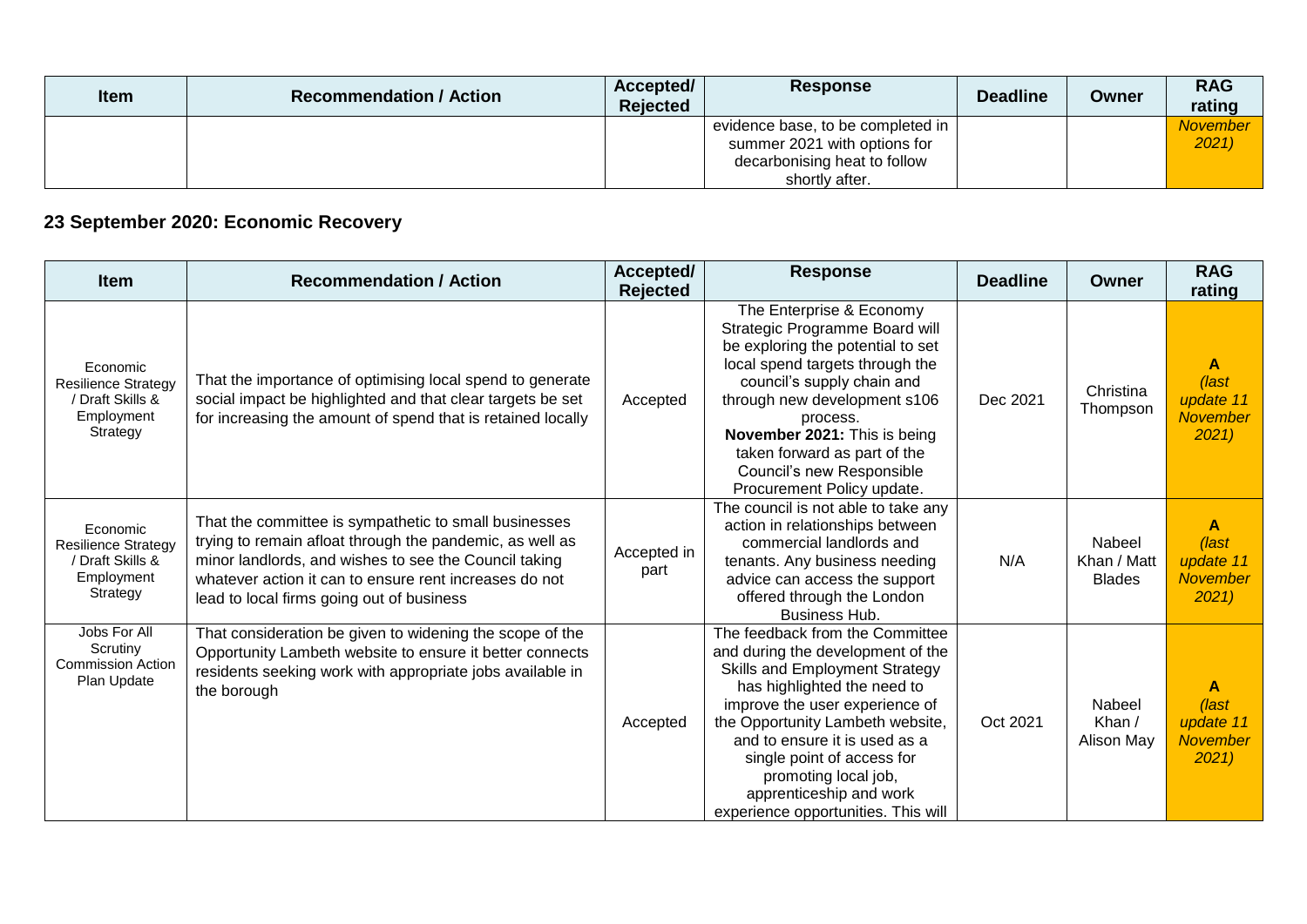| Item | Recommendation / Action | Accepted/ Rejected | Response | Deadline | Owner | RAG rating |
|---|---|---|---|---|---|---|
| | | | evidence base, to be completed in summer 2021 with options for decarbonising heat to follow shortly after. | | | *November 2021)* |

## 23 September 2020: Economic Recovery

| Item | Recommendation / Action | Accepted/ Rejected | Response | Deadline | Owner | RAG rating |
|---|---|---|---|---|---|---|
| Economic Resilience Strategy / Draft Skills & Employment Strategy | That the importance of optimising local spend to generate social impact be highlighted and that clear targets be set for increasing the amount of spend that is retained locally | Accepted | The Enterprise & Economy Strategic Programme Board will be exploring the potential to set local spend targets through the council's supply chain and through new development s106 process. **November 2021:** This is being taken forward as part of the Council's new Responsible Procurement Policy update. | Dec 2021 | Christina Thompson | **A** *(last update 11 November 2021)* |
| Economic Resilience Strategy / Draft Skills & Employment Strategy | That the committee is sympathetic to small businesses trying to remain afloat through the pandemic, as well as minor landlords, and wishes to see the Council taking whatever action it can to ensure rent increases do not lead to local firms going out of business | Accepted in part | The council is not able to take any action in relationships between commercial landlords and tenants. Any business needing advice can access the support offered through the London Business Hub. | N/A | Nabeel Khan / Matt Blades | **A** *(last update 11 November 2021)* |
| Jobs For All Scrutiny Commission Action Plan Update | That consideration be given to widening the scope of the Opportunity Lambeth website to ensure it better connects residents seeking work with appropriate jobs available in the borough | Accepted | The feedback from the Committee and during the development of the Skills and Employment Strategy has highlighted the need to improve the user experience of the Opportunity Lambeth website, and to ensure it is used as a single point of access for promoting local job, apprenticeship and work experience opportunities. This will | Oct 2021 | Nabeel Khan / Alison May | **A** *(last update 11 November 2021)* |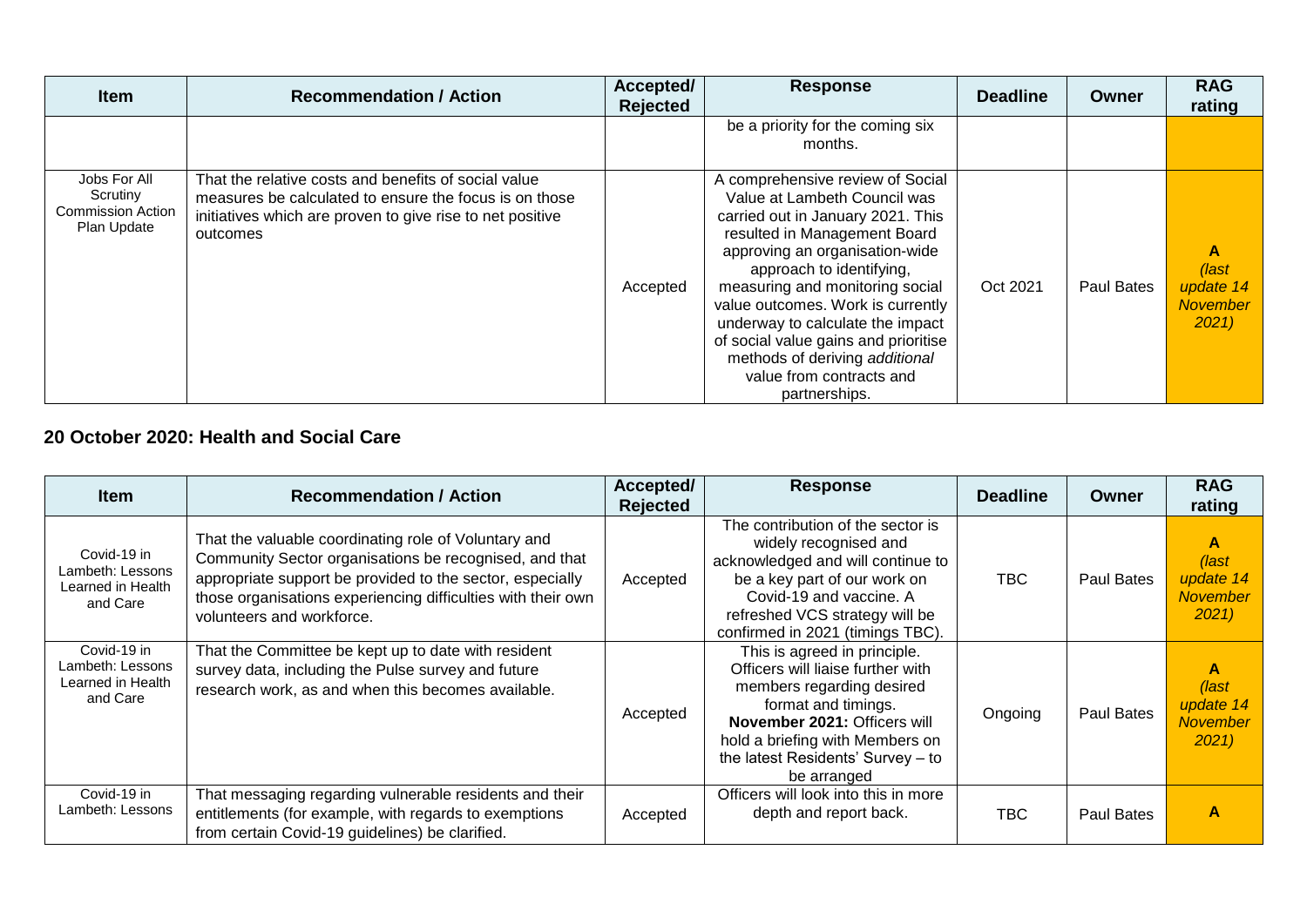| Item | Recommendation / Action | Accepted/ Rejected | Response | Deadline | Owner | RAG rating |
| --- | --- | --- | --- | --- | --- | --- |
| | | | be a priority for the coming six months. | | | |
| Jobs For All Scrutiny Commission Action Plan Update | That the relative costs and benefits of social value measures be calculated to ensure the focus is on those initiatives which are proven to give rise to net positive outcomes | Accepted | A comprehensive review of Social Value at Lambeth Council was carried out in January 2021. This resulted in Management Board approving an organisation-wide approach to identifying, measuring and monitoring social value outcomes. Work is currently underway to calculate the impact of social value gains and prioritise methods of deriving *additional* value from contracts and partnerships. | Oct 2021 | Paul Bates | **A** *(last update 14 November 2021)* |

## 20 October 2020: Health and Social Care

| Item | Recommendation / Action | Accepted/ Rejected | Response | Deadline | Owner | RAG rating |
| --- | --- | --- | --- | --- | --- | --- |
| Covid-19 in Lambeth: Lessons Learned in Health and Care | That the valuable coordinating role of Voluntary and Community Sector organisations be recognised, and that appropriate support be provided to the sector, especially those organisations experiencing difficulties with their own volunteers and workforce. | Accepted | The contribution of the sector is widely recognised and acknowledged and will continue to be a key part of our work on Covid-19 and vaccine. A refreshed VCS strategy will be confirmed in 2021 (timings TBC). | TBC | Paul Bates | **A** *(last update 14 November 2021)* |
| Covid-19 in Lambeth: Lessons Learned in Health and Care | That the Committee be kept up to date with resident survey data, including the Pulse survey and future research work, as and when this becomes available. | Accepted | This is agreed in principle. Officers will liaise further with members regarding desired format and timings. **November 2021:** Officers will hold a briefing with Members on the latest Residents' Survey – to be arranged | Ongoing | Paul Bates | **A** *(last update 14 November 2021)* |
| Covid-19 in Lambeth: Lessons | That messaging regarding vulnerable residents and their entitlements (for example, with regards to exemptions from certain Covid-19 guidelines) be clarified. | Accepted | Officers will look into this in more depth and report back. | TBC | Paul Bates | **A** |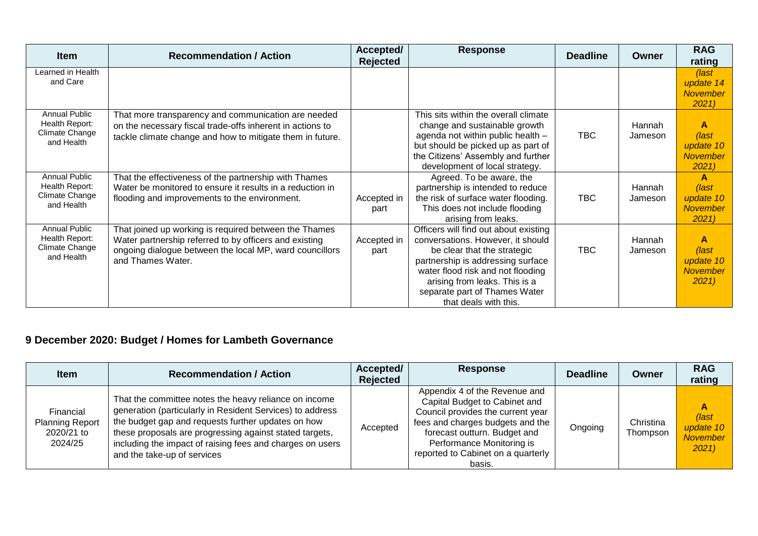| Item | Recommendation / Action | Accepted/ Rejected | Response | Deadline | Owner | RAG rating |
|---|---|---|---|---|---|---|
| Learned in Health and Care | | | | | | *(last update 14 November 2021)* |
| Annual Public Health Report: Climate Change and Health | That more transparency and communication are needed on the necessary fiscal trade-offs inherent in actions to tackle climate change and how to mitigate them in future. | | This sits within the overall climate change and sustainable growth agenda not within public health – but should be picked up as part of the Citizens' Assembly and further development of local strategy. | TBC | Hannah Jameson | **A** *(last update 10 November 2021)* |
| Annual Public Health Report: Climate Change and Health | That the effectiveness of the partnership with Thames Water be monitored to ensure it results in a reduction in flooding and improvements to the environment. | Accepted in part | Agreed. To be aware, the partnership is intended to reduce the risk of surface water flooding. This does not include flooding arising from leaks. | TBC | Hannah Jameson | **A** *(last update 10 November 2021)* |
| Annual Public Health Report: Climate Change and Health | That joined up working is required between the Thames Water partnership referred to by officers and existing ongoing dialogue between the local MP, ward councillors and Thames Water. | Accepted in part | Officers will find out about existing conversations. However, it should be clear that the strategic partnership is addressing surface water flood risk and not flooding arising from leaks. This is a separate part of Thames Water that deals with this. | TBC | Hannah Jameson | **A** *(last update 10 November 2021)* |

## 9 December 2020: Budget / Homes for Lambeth Governance

| Item | Recommendation / Action | Accepted/ Rejected | Response | Deadline | Owner | RAG rating |
|---|---|---|---|---|---|---|
| Financial Planning Report 2020/21 to 2024/25 | That the committee notes the heavy reliance on income generation (particularly in Resident Services) to address the budget gap and requests further updates on how these proposals are progressing against stated targets, including the impact of raising fees and charges on users and the take-up of services | Accepted | Appendix 4 of the Revenue and Capital Budget to Cabinet and Council provides the current year fees and charges budgets and the forecast outturn. Budget and Performance Monitoring is reported to Cabinet on a quarterly basis. | Ongoing | Christina Thompson | **A** *(last update 10 November 2021)* |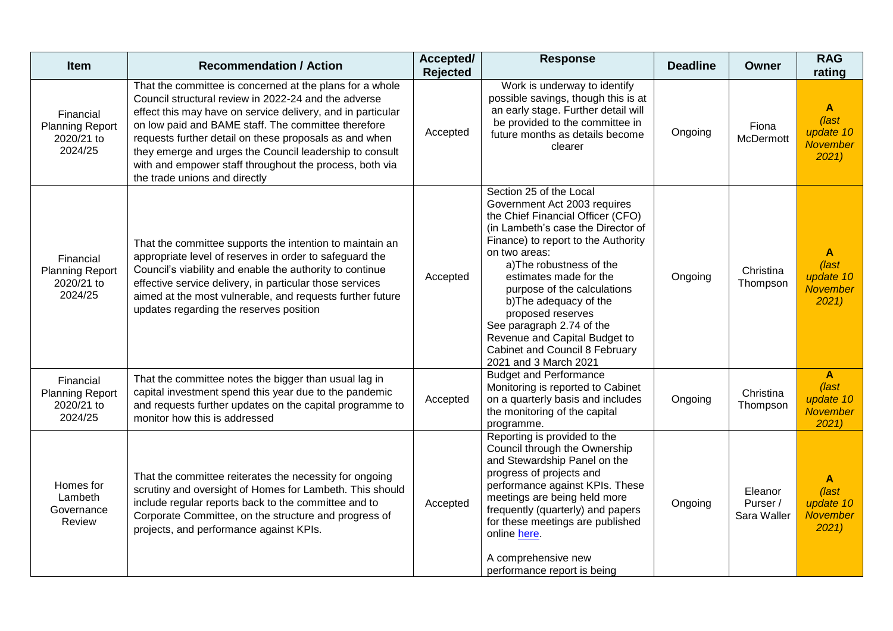| Item | Recommendation / Action | Accepted/ Rejected | Response | Deadline | Owner | RAG rating |
|---|---|---|---|---|---|---|
| Financial Planning Report 2020/21 to 2024/25 | That the committee is concerned at the plans for a whole Council structural review in 2022-24 and the adverse effect this may have on service delivery, and in particular on low paid and BAME staff. The committee therefore requests further detail on these proposals as and when they emerge and urges the Council leadership to consult with and empower staff throughout the process, both via the trade unions and directly | Accepted | Work is underway to identify possible savings, though this is at an early stage. Further detail will be provided to the committee in future months as details become clearer | Ongoing | Fiona McDermott | **A** *(last update 10 November 2021)* |
| Financial Planning Report 2020/21 to 2024/25 | That the committee supports the intention to maintain an appropriate level of reserves in order to safeguard the Council's viability and enable the authority to continue effective service delivery, in particular those services aimed at the most vulnerable, and requests further future updates regarding the reserves position | Accepted | Section 25 of the Local Government Act 2003 requires the Chief Financial Officer (CFO) (in Lambeth's case the Director of Finance) to report to the Authority on two areas: a)The robustness of the estimates made for the purpose of the calculations b)The adequacy of the proposed reserves See paragraph 2.74 of the Revenue and Capital Budget to Cabinet and Council 8 February 2021 and 3 March 2021 | Ongoing | Christina Thompson | **A** *(last update 10 November 2021)* |
| Financial Planning Report 2020/21 to 2024/25 | That the committee notes the bigger than usual lag in capital investment spend this year due to the pandemic and requests further updates on the capital programme to monitor how this is addressed | Accepted | Budget and Performance Monitoring is reported to Cabinet on a quarterly basis and includes the monitoring of the capital programme. | Ongoing | Christina Thompson | **A** *(last update 10 November 2021)* |
| Homes for Lambeth Governance Review | That the committee reiterates the necessity for ongoing scrutiny and oversight of Homes for Lambeth. This should include regular reports back to the committee and to Corporate Committee, on the structure and progress of projects, and performance against KPIs. | Accepted | Reporting is provided to the Council through the Ownership and Stewardship Panel on the progress of projects and performance against KPIs. These meetings are being held more frequently (quarterly) and papers for these meetings are published online here.<br><br>A comprehensive new performance report is being | Ongoing | Eleanor Purser / Sara Waller | **A** *(last update 10 November 2021)* |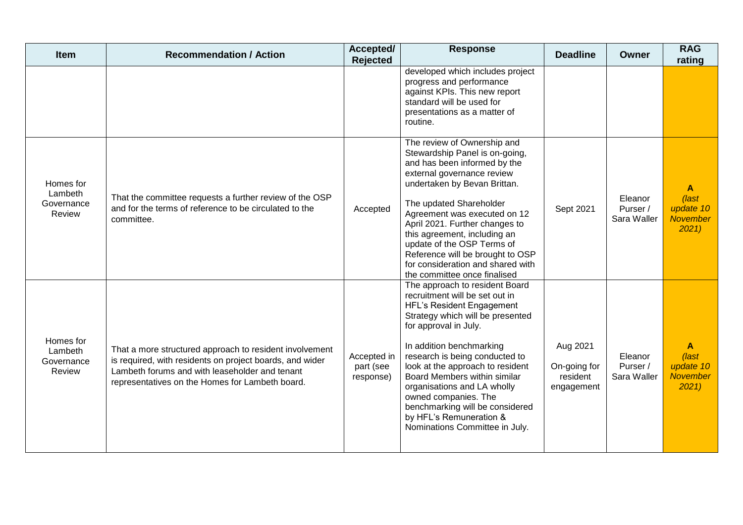| Item | Recommendation / Action | Accepted/ Rejected | Response | Deadline | Owner | RAG rating |
|---|---|---|---|---|---|---|
| | | | developed which includes project progress and performance against KPIs. This new report standard will be used for presentations as a matter of routine. | | | |
| Homes for Lambeth Governance Review | That the committee requests a further review of the OSP and for the terms of reference to be circulated to the committee. | Accepted | The review of Ownership and Stewardship Panel is on-going, and has been informed by the external governance review undertaken by Bevan Brittan.<br><br>The updated Shareholder Agreement was executed on 12 April 2021. Further changes to this agreement, including an update of the OSP Terms of Reference will be brought to OSP for consideration and shared with the committee once finalised | Sept 2021 | Eleanor Purser / Sara Waller | **A** *(last update 10 November 2021)* |
| Homes for Lambeth Governance Review | That a more structured approach to resident involvement is required, with residents on project boards, and wider Lambeth forums and with leaseholder and tenant representatives on the Homes for Lambeth board. | Accepted in part (see response) | The approach to resident Board recruitment will be set out in HFL's Resident Engagement Strategy which will be presented for approval in July.<br><br>In addition benchmarking research is being conducted to look at the approach to resident Board Members within similar organisations and LA wholly owned companies. The benchmarking will be considered by HFL's Remuneration & Nominations Committee in July. | Aug 2021<br><br>On-going for resident engagement | Eleanor Purser / Sara Waller | **A** *(last update 10 November 2021)* |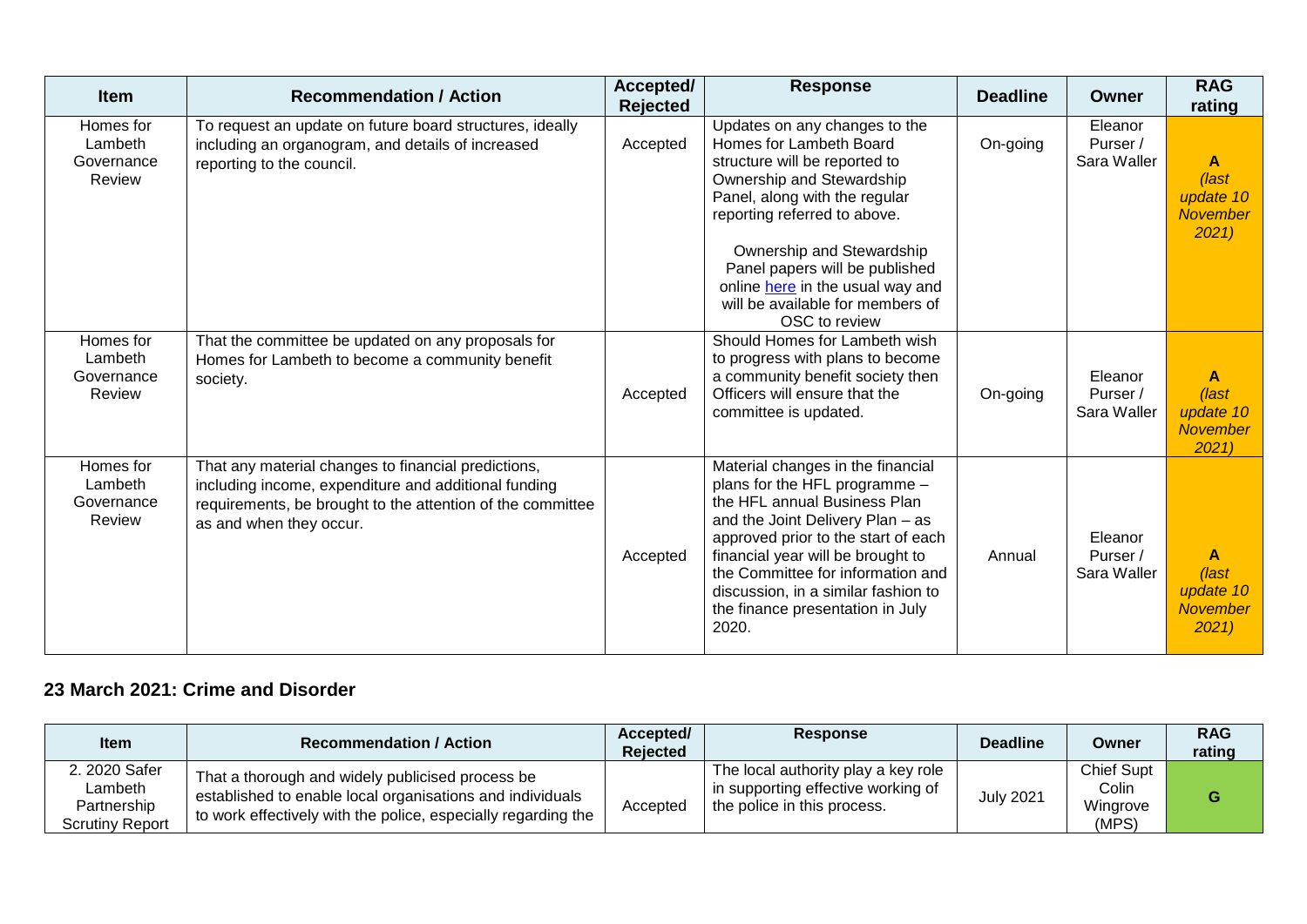| Item | Recommendation / Action | Accepted/ Rejected | Response | Deadline | Owner | RAG rating |
|---|---|---|---|---|---|---|
| Homes for Lambeth Governance Review | To request an update on future board structures, ideally including an organogram, and details of increased reporting to the council. | Accepted | Updates on any changes to the Homes for Lambeth Board structure will be reported to Ownership and Stewardship Panel, along with the regular reporting referred to above.<br><br>Ownership and Stewardship Panel papers will be published online [here]() in the usual way and will be available for members of OSC to review | On-going | Eleanor Purser / Sara Waller | **A** *(last update 10 November 2021)* |
| Homes for Lambeth Governance Review | That the committee be updated on any proposals for Homes for Lambeth to become a community benefit society. | Accepted | Should Homes for Lambeth wish to progress with plans to become a community benefit society then Officers will ensure that the committee is updated. | On-going | Eleanor Purser / Sara Waller | **A** *(last update 10 November 2021)* |
| Homes for Lambeth Governance Review | That any material changes to financial predictions, including income, expenditure and additional funding requirements, be brought to the attention of the committee as and when they occur. | Accepted | Material changes in the financial plans for the HFL programme – the HFL annual Business Plan and the Joint Delivery Plan – as approved prior to the start of each financial year will be brought to the Committee for information and discussion, in a similar fashion to the finance presentation in July 2020. | Annual | Eleanor Purser / Sara Waller | **A** *(last update 10 November 2021)* |

## 23 March 2021: Crime and Disorder

| Item | Recommendation / Action | Accepted/ Rejected | Response | Deadline | Owner | RAG rating |
|---|---|---|---|---|---|---|
| 2. 2020 Safer Lambeth Partnership Scrutiny Report | That a thorough and widely publicised process be established to enable local organisations and individuals to work effectively with the police, especially regarding the | Accepted | The local authority play a key role in supporting effective working of the police in this process. | July 2021 | Chief Supt Colin Wingrove (MPS) | **G** |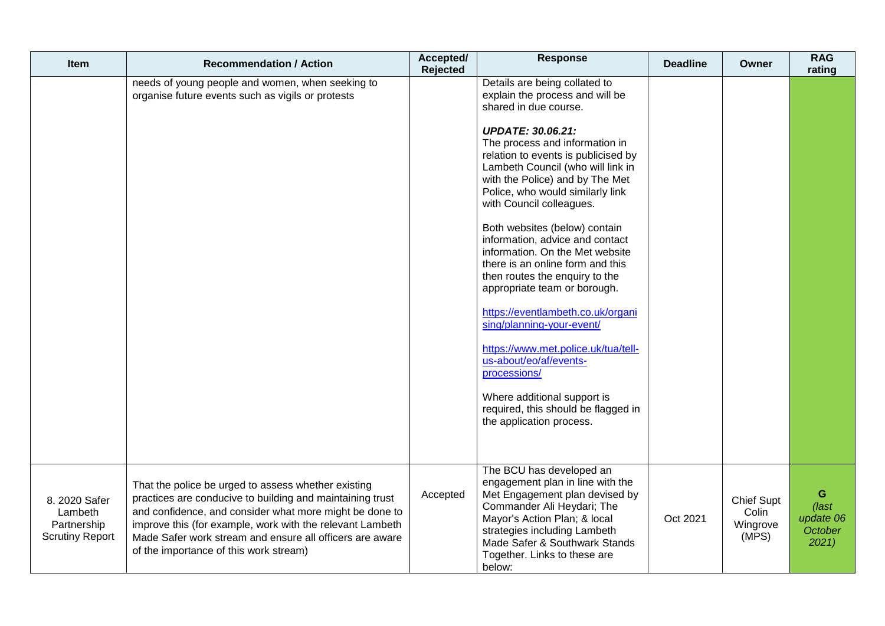| Item | Recommendation / Action | Accepted/ Rejected | Response | Deadline | Owner | RAG rating |
|---|---|---|---|---|---|---|
| | needs of young people and women, when seeking to organise future events such as vigils or protests | | Details are being collated to explain the process and will be shared in due course.<br><br>***UPDATE: 30.06.21:***<br>The process and information in relation to events is publicised by Lambeth Council (who will link in with the Police) and by The Met Police, who would similarly link with Council colleagues.<br><br>Both websites (below) contain information, advice and contact information. On the Met website there is an online form and this then routes the enquiry to the appropriate team or borough.<br><br>https://eventlambeth.co.uk/organising/planning-your-event/<br><br>https://www.met.police.uk/tua/tell-us-about/eo/af/events-processions/<br><br>Where additional support is required, this should be flagged in the application process. | | | |
| 8. 2020 Safer Lambeth Partnership Scrutiny Report | That the police be urged to assess whether existing practices are conducive to building and maintaining trust and confidence, and consider what more might be done to improve this (for example, work with the relevant Lambeth Made Safer work stream and ensure all officers are aware of the importance of this work stream) | Accepted | The BCU has developed an engagement plan in line with the Met Engagement plan devised by Commander Ali Heydari; The Mayor's Action Plan; & local strategies including Lambeth Made Safer & Southwark Stands Together. Links to these are below: | Oct 2021 | Chief Supt Colin Wingrove (MPS) | **G** *(last update 06 October 2021)* |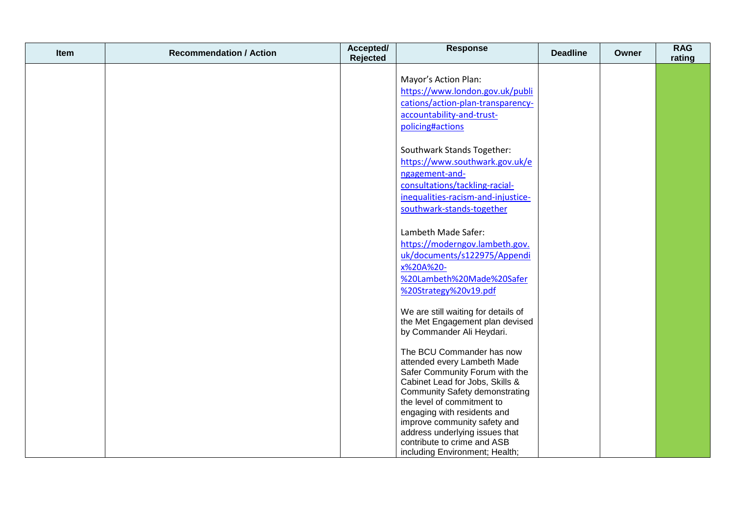| Item | Recommendation / Action | Accepted/ Rejected | Response | Deadline | Owner | RAG rating |
|---|---|---|---|---|---|---|
| | | | Mayor's Action Plan: https://www.london.gov.uk/publications/action-plan-transparency-accountability-and-trust-policing#actions<br><br>Southwark Stands Together: https://www.southwark.gov.uk/engagement-and-consultations/tackling-racial-inequalities-racism-and-injustice-southwark-stands-together<br><br>Lambeth Made Safer: https://moderngov.lambeth.gov.uk/documents/s122975/Appendix%20A%20-%20Lambeth%20Made%20Safer%20Strategy%20v19.pdf<br><br>We are still waiting for details of the Met Engagement plan devised by Commander Ali Heydari.<br><br>The BCU Commander has now attended every Lambeth Made Safer Community Forum with the Cabinet Lead for Jobs, Skills & Community Safety demonstrating the level of commitment to engaging with residents and improve community safety and address underlying issues that contribute to crime and ASB including Environment; Health; | | | |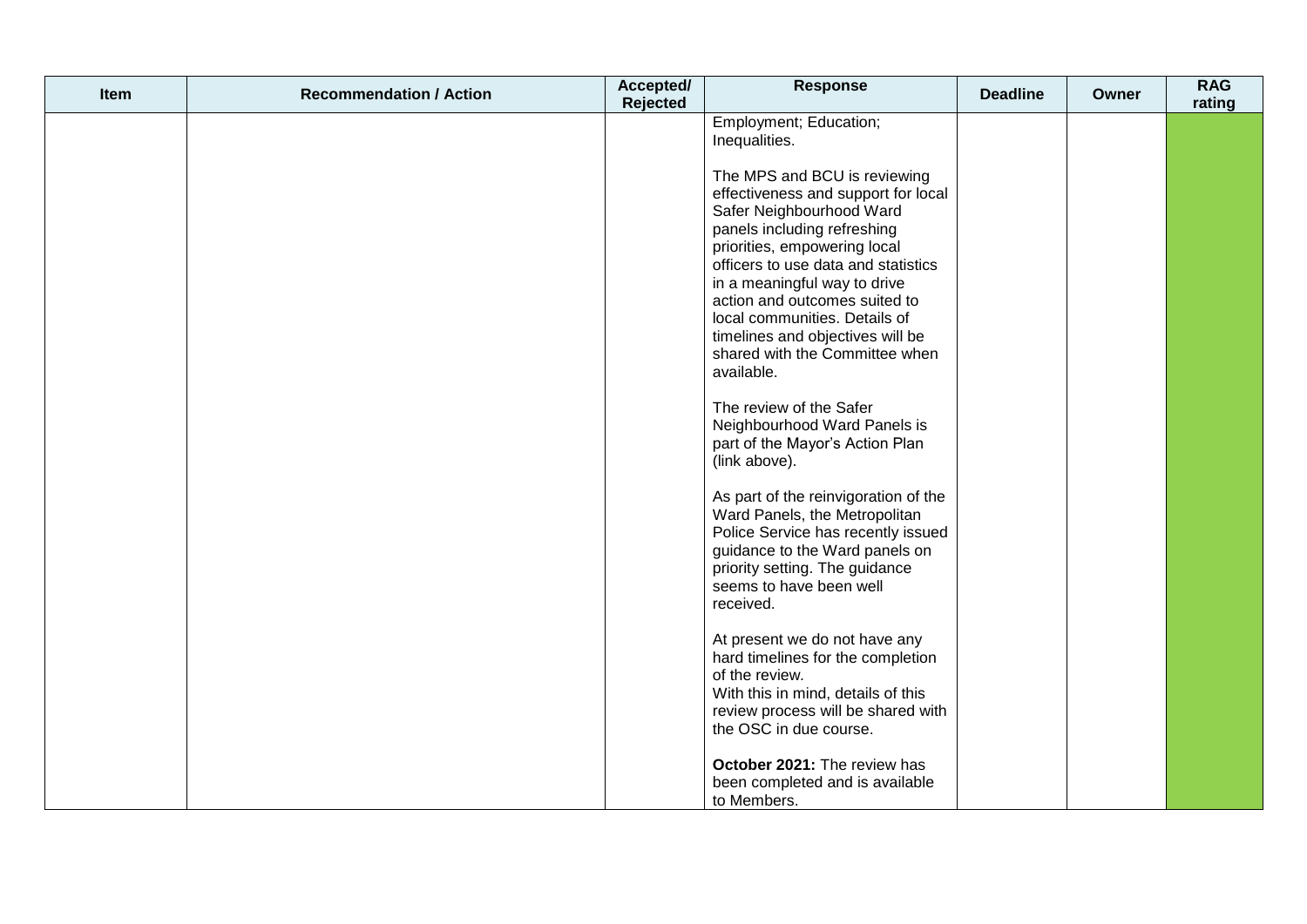| Item | Recommendation / Action | Accepted/ Rejected | Response | Deadline | Owner | RAG rating |
|---|---|---|---|---|---|---|
| | | | Employment; Education; Inequalities.<br><br>The MPS and BCU is reviewing effectiveness and support for local Safer Neighbourhood Ward panels including refreshing priorities, empowering local officers to use data and statistics in a meaningful way to drive action and outcomes suited to local communities. Details of timelines and objectives will be shared with the Committee when available.<br><br>The review of the Safer Neighbourhood Ward Panels is part of the Mayor's Action Plan (link above).<br><br>As part of the reinvigoration of the Ward Panels, the Metropolitan Police Service has recently issued guidance to the Ward panels on priority setting. The guidance seems to have been well received.<br><br>At present we do not have any hard timelines for the completion of the review.<br>With this in mind, details of this review process will be shared with the OSC in due course.<br><br>**October 2021:** The review has been completed and is available to Members. | | | |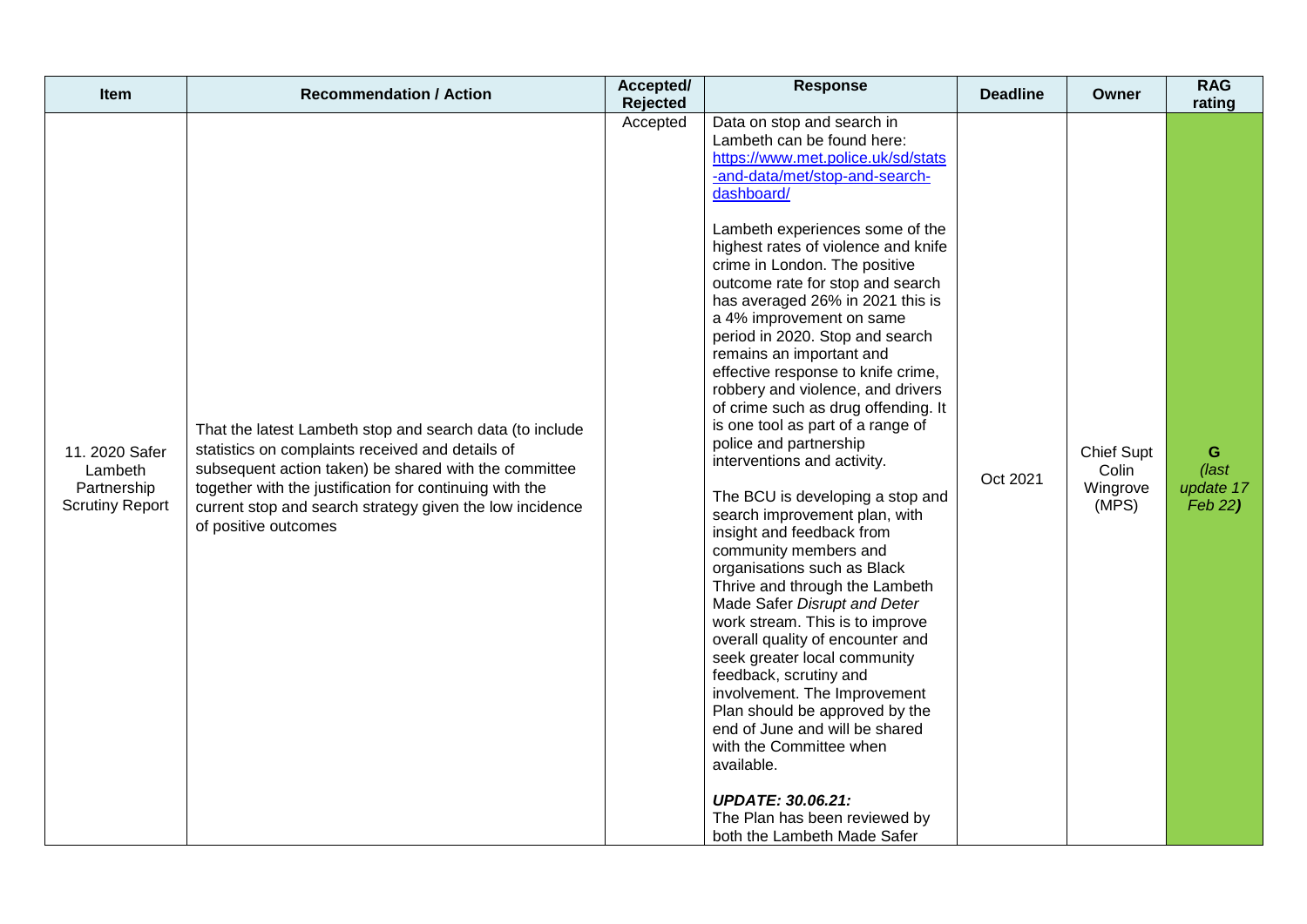| Item | Recommendation / Action | Accepted/ Rejected | Response | Deadline | Owner | RAG rating |
|---|---|---|---|---|---|---|
| 11. 2020 Safer Lambeth Partnership Scrutiny Report | That the latest Lambeth stop and search data (to include statistics on complaints received and details of subsequent action taken) be shared with the committee together with the justification for continuing with the current stop and search strategy given the low incidence of positive outcomes | Accepted | Data on stop and search in Lambeth can be found here: https://www.met.police.uk/sd/stats-and-data/met/stop-and-search-dashboard/<br><br>Lambeth experiences some of the highest rates of violence and knife crime in London. The positive outcome rate for stop and search has averaged 26% in 2021 this is a 4% improvement on same period in 2020. Stop and search remains an important and effective response to knife crime, robbery and violence, and drivers of crime such as drug offending. It is one tool as part of a range of police and partnership interventions and activity.<br><br>The BCU is developing a stop and search improvement plan, with insight and feedback from community members and organisations such as Black Thrive and through the Lambeth Made Safer *Disrupt and Deter* work stream. This is to improve overall quality of encounter and seek greater local community feedback, scrutiny and involvement. The Improvement Plan should be approved by the end of June and will be shared with the Committee when available.<br><br>***UPDATE: 30.06.21:***<br>The Plan has been reviewed by both the Lambeth Made Safer | Oct 2021 | Chief Supt Colin Wingrove (MPS) | **G** *(last update 17 Feb 22)* |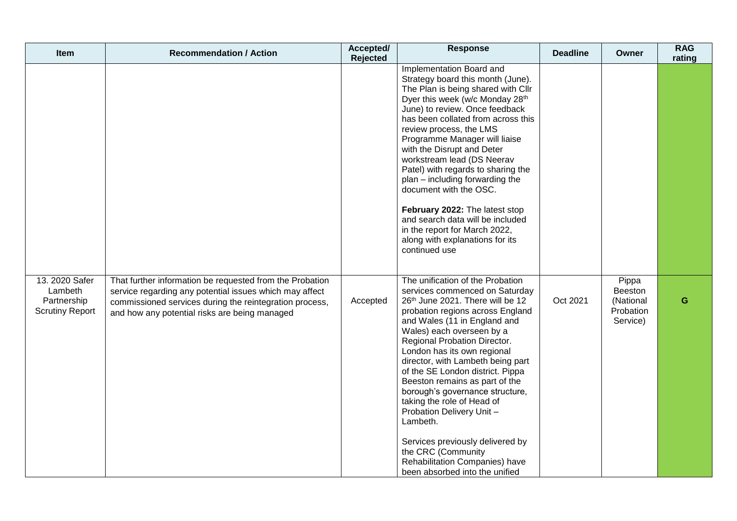| Item | Recommendation / Action | Accepted/ Rejected | Response | Deadline | Owner | RAG rating |
|---|---|---|---|---|---|---|
| | | | Implementation Board and Strategy board this month (June). The Plan is being shared with Cllr Dyer this week (w/c Monday 28th June) to review. Once feedback has been collated from across this review process, the LMS Programme Manager will liaise with the Disrupt and Deter workstream lead (DS Neerav Patel) with regards to sharing the plan – including forwarding the document with the OSC.<br><br>**February 2022:** The latest stop and search data will be included in the report for March 2022, along with explanations for its continued use | | | |
| 13. 2020 Safer Lambeth Partnership Scrutiny Report | That further information be requested from the Probation service regarding any potential issues which may affect commissioned services during the reintegration process, and how any potential risks are being managed | Accepted | The unification of the Probation services commenced on Saturday 26th June 2021. There will be 12 probation regions across England and Wales (11 in England and Wales) each overseen by a Regional Probation Director. London has its own regional director, with Lambeth being part of the SE London district. Pippa Beeston remains as part of the borough's governance structure, taking the role of Head of Probation Delivery Unit – Lambeth.<br><br>Services previously delivered by the CRC (Community Rehabilitation Companies) have been absorbed into the unified | Oct 2021 | Pippa Beeston (National Probation Service) | G |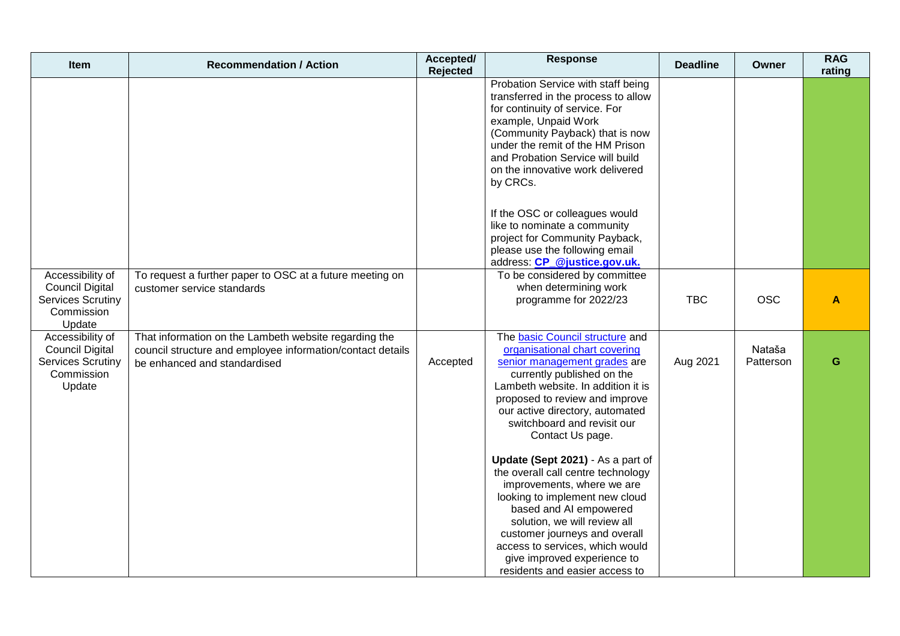| Item | Recommendation / Action | Accepted/ Rejected | Response | Deadline | Owner | RAG rating |
|---|---|---|---|---|---|---|
| | | | Probation Service with staff being transferred in the process to allow for continuity of service. For example, Unpaid Work (Community Payback) that is now under the remit of the HM Prison and Probation Service will build on the innovative work delivered by CRCs.<br><br>If the OSC or colleagues would like to nominate a community project for Community Payback, please use the following email address: **CP_@justice.gov.uk.** | | | |
| Accessibility of Council Digital Services Scrutiny Commission Update | To request a further paper to OSC at a future meeting on customer service standards | | To be considered by committee when determining work programme for 2022/23 | TBC | OSC | **A** |
| Accessibility of Council Digital Services Scrutiny Commission Update | That information on the Lambeth website regarding the council structure and employee information/contact details be enhanced and standardised | Accepted | The basic Council structure and organisational chart covering senior management grades are currently published on the Lambeth website. In addition it is proposed to review and improve our active directory, automated switchboard and revisit our Contact Us page.<br><br>**Update (Sept 2021)** - As a part of the overall call centre technology improvements, where we are looking to implement new cloud based and AI empowered solution, we will review all customer journeys and overall access to services, which would give improved experience to residents and easier access to | Aug 2021 | Nataša Patterson | **G** |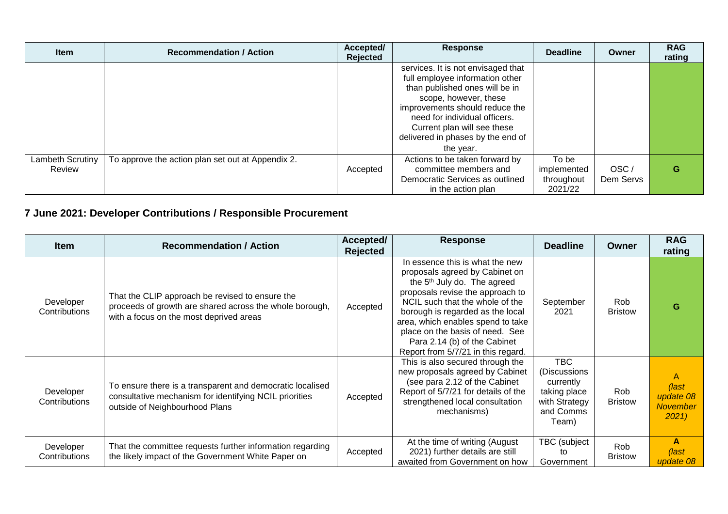| Item | Recommendation / Action | Accepted/ Rejected | Response | Deadline | Owner | RAG rating |
|---|---|---|---|---|---|---|
| | | | services. It is not envisaged that full employee information other than published ones will be in scope, however, these improvements should reduce the need for individual officers. Current plan will see these delivered in phases by the end of the year. | | | |
| Lambeth Scrutiny Review | To approve the action plan set out at Appendix 2. | Accepted | Actions to be taken forward by committee members and Democratic Services as outlined in the action plan | To be implemented throughout 2021/22 | OSC / Dem Servs | G |

## 7 June 2021: Developer Contributions / Responsible Procurement

| Item | Recommendation / Action | Accepted/ Rejected | Response | Deadline | Owner | RAG rating |
|---|---|---|---|---|---|---|
| Developer Contributions | That the CLIP approach be revised to ensure the proceeds of growth are shared across the whole borough, with a focus on the most deprived areas | Accepted | In essence this is what the new proposals agreed by Cabinet on the 5th July do. The agreed proposals revise the approach to NCIL such that the whole of the borough is regarded as the local area, which enables spend to take place on the basis of need. See Para 2.14 (b) of the Cabinet Report from 5/7/21 in this regard. | September 2021 | Rob Bristow | G |
| Developer Contributions | To ensure there is a transparent and democratic localised consultative mechanism for identifying NCIL priorities outside of Neighbourhood Plans | Accepted | This is also secured through the new proposals agreed by Cabinet (see para 2.12 of the Cabinet Report of 5/7/21 for details of the strengthened local consultation mechanisms) | TBC (Discussions currently taking place with Strategy and Comms Team) | Rob Bristow | A *(last update 08 November 2021)* |
| Developer Contributions | That the committee requests further information regarding the likely impact of the Government White Paper on | Accepted | At the time of writing (August 2021) further details are still awaited from Government on how | TBC (subject to Government | Rob Bristow | **A** *(last update 08* |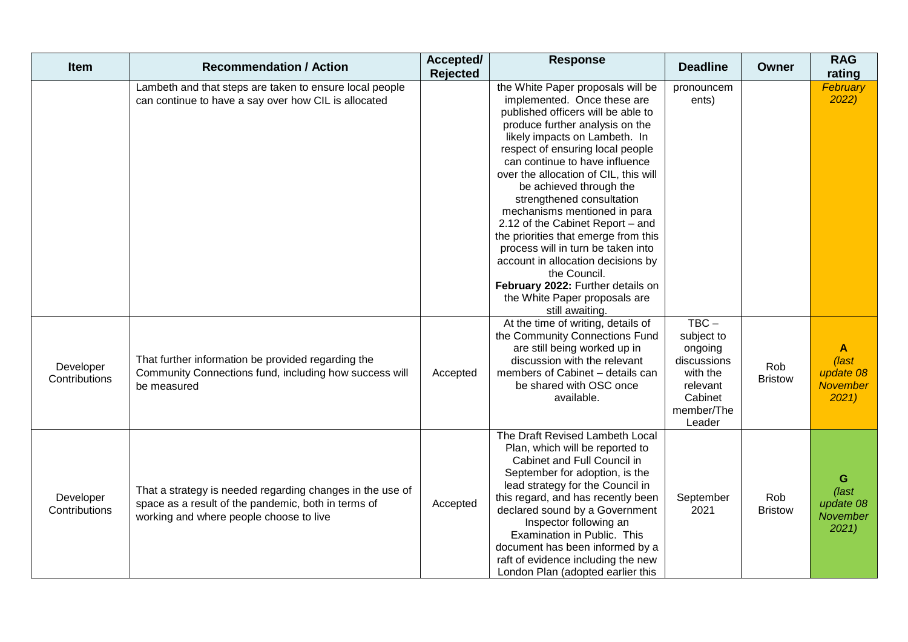| Item | Recommendation / Action | Accepted/ Rejected | Response | Deadline | Owner | RAG rating |
|---|---|---|---|---|---|---|
| | Lambeth and that steps are taken to ensure local people can continue to have a say over how CIL is allocated | | the White Paper proposals will be implemented. Once these are published officers will be able to produce further analysis on the likely impacts on Lambeth. In respect of ensuring local people can continue to have influence over the allocation of CIL, this will be achieved through the strengthened consultation mechanisms mentioned in para 2.12 of the Cabinet Report – and the priorities that emerge from this process will in turn be taken into account in allocation decisions by the Council. **February 2022:** Further details on the White Paper proposals are still awaiting. | pronouncements) | | *February 2022)* |
| Developer Contributions | That further information be provided regarding the Community Connections fund, including how success will be measured | Accepted | At the time of writing, details of the Community Connections Fund are still being worked up in discussion with the relevant members of Cabinet – details can be shared with OSC once available. | TBC – subject to ongoing discussions with the relevant Cabinet member/The Leader | Rob Bristow | **A** *(last update 08 November 2021)* |
| Developer Contributions | That a strategy is needed regarding changes in the use of space as a result of the pandemic, both in terms of working and where people choose to live | Accepted | The Draft Revised Lambeth Local Plan, which will be reported to Cabinet and Full Council in September for adoption, is the lead strategy for the Council in this regard, and has recently been declared sound by a Government Inspector following an Examination in Public. This document has been informed by a raft of evidence including the new London Plan (adopted earlier this | September 2021 | Rob Bristow | **G** *(last update 08 November 2021)* |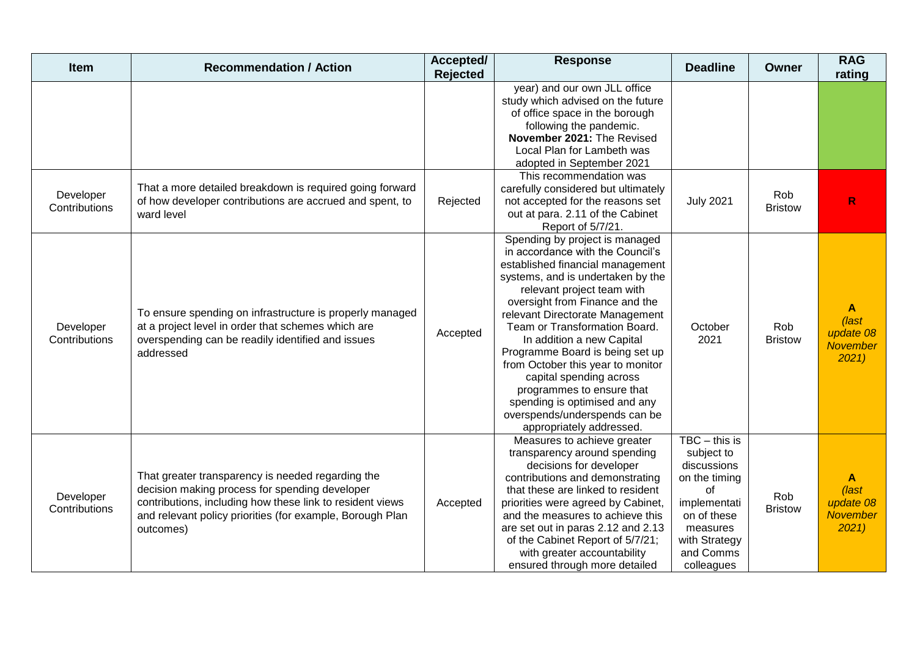| Item | Recommendation / Action | Accepted/ Rejected | Response | Deadline | Owner | RAG rating |
| --- | --- | --- | --- | --- | --- | --- |
| | | | year) and our own JLL office study which advised on the future of office space in the borough following the pandemic. **November 2021:** The Revised Local Plan for Lambeth was adopted in September 2021 | | | |
| Developer Contributions | That a more detailed breakdown is required going forward of how developer contributions are accrued and spent, to ward level | Rejected | This recommendation was carefully considered but ultimately not accepted for the reasons set out at para. 2.11 of the Cabinet Report of 5/7/21. | July 2021 | Rob Bristow | **R** |
| Developer Contributions | To ensure spending on infrastructure is properly managed at a project level in order that schemes which are overspending can be readily identified and issues addressed | Accepted | Spending by project is managed in accordance with the Council's established financial management systems, and is undertaken by the relevant project team with oversight from Finance and the relevant Directorate Management Team or Transformation Board. In addition a new Capital Programme Board is being set up from October this year to monitor capital spending across programmes to ensure that spending is optimised and any overspends/underspends can be appropriately addressed. | October 2021 | Rob Bristow | **A** *(last update 08 November 2021)* |
| Developer Contributions | That greater transparency is needed regarding the decision making process for spending developer contributions, including how these link to resident views and relevant policy priorities (for example, Borough Plan outcomes) | Accepted | Measures to achieve greater transparency around spending decisions for developer contributions and demonstrating that these are linked to resident priorities were agreed by Cabinet, and the measures to achieve this are set out in paras 2.12 and 2.13 of the Cabinet Report of 5/7/21; with greater accountability ensured through more detailed | TBC – this is subject to discussions on the timing of implementation of these measures with Strategy and Comms colleagues | Rob Bristow | **A** *(last update 08 November 2021)* |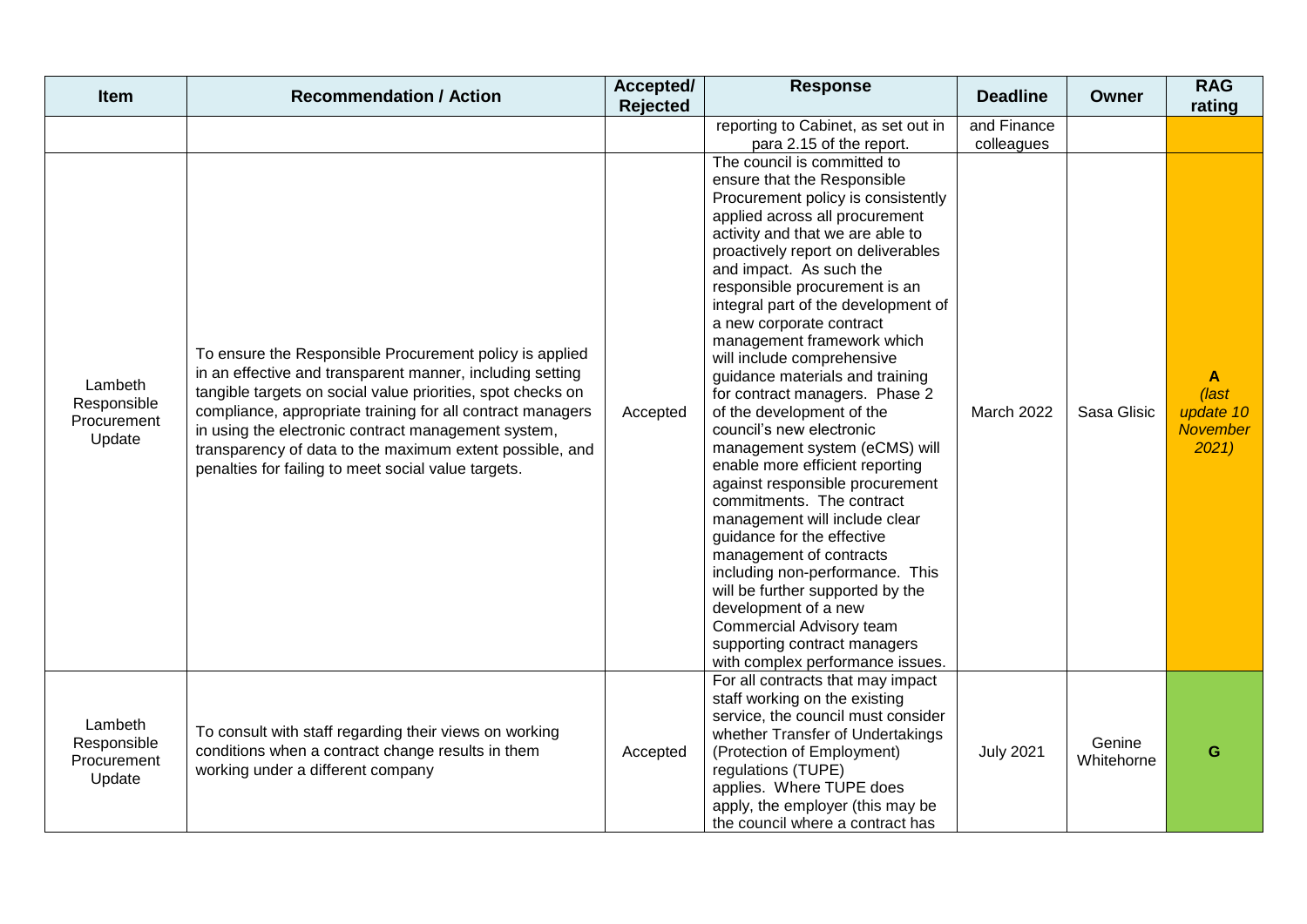| Item | Recommendation / Action | Accepted/ Rejected | Response | Deadline | Owner | RAG rating |
|---|---|---|---|---|---|---|
| | | | reporting to Cabinet, as set out in para 2.15 of the report. | and Finance colleagues | | |
| Lambeth Responsible Procurement Update | To ensure the Responsible Procurement policy is applied in an effective and transparent manner, including setting tangible targets on social value priorities, spot checks on compliance, appropriate training for all contract managers in using the electronic contract management system, transparency of data to the maximum extent possible, and penalties for failing to meet social value targets. | Accepted | The council is committed to ensure that the Responsible Procurement policy is consistently applied across all procurement activity and that we are able to proactively report on deliverables and impact. As such the responsible procurement is an integral part of the development of a new corporate contract management framework which will include comprehensive guidance materials and training for contract managers. Phase 2 of the development of the council's new electronic management system (eCMS) will enable more efficient reporting against responsible procurement commitments. The contract management will include clear guidance for the effective management of contracts including non-performance. This will be further supported by the development of a new Commercial Advisory team supporting contract managers with complex performance issues. | March 2022 | Sasa Glisic | **A** *(last update 10 November 2021)* |
| Lambeth Responsible Procurement Update | To consult with staff regarding their views on working conditions when a contract change results in them working under a different company | Accepted | For all contracts that may impact staff working on the existing service, the council must consider whether Transfer of Undertakings (Protection of Employment) regulations (TUPE) applies. Where TUPE does apply, the employer (this may be the council where a contract has | July 2021 | Genine Whitehorne | **G** |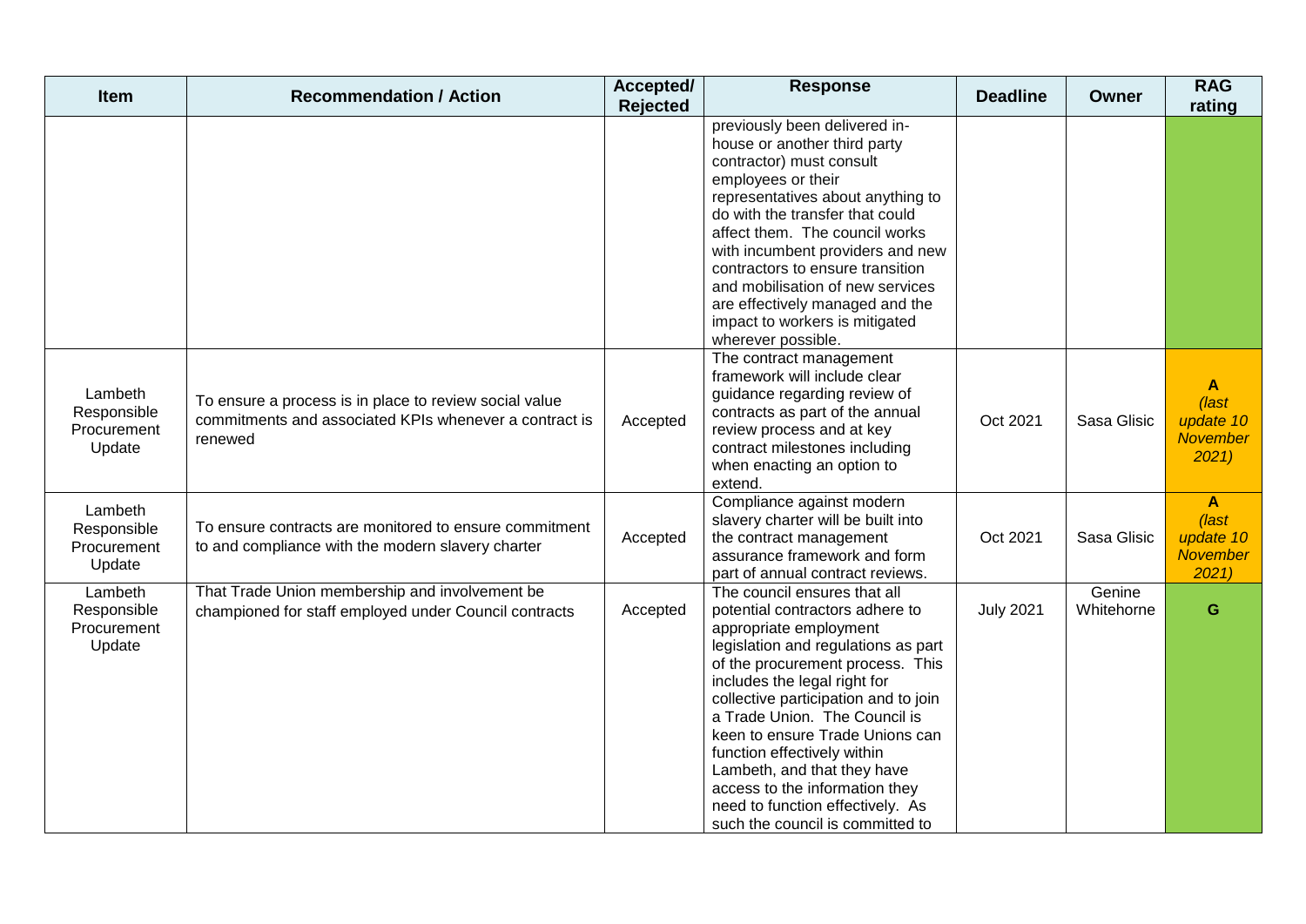| Item | Recommendation / Action | Accepted/ Rejected | Response | Deadline | Owner | RAG rating |
|---|---|---|---|---|---|---|
| | | | previously been delivered in-house or another third party contractor) must consult employees or their representatives about anything to do with the transfer that could affect them. The council works with incumbent providers and new contractors to ensure transition and mobilisation of new services are effectively managed and the impact to workers is mitigated wherever possible. | | | |
| Lambeth Responsible Procurement Update | To ensure a process is in place to review social value commitments and associated KPIs whenever a contract is renewed | Accepted | The contract management framework will include clear guidance regarding review of contracts as part of the annual review process and at key contract milestones including when enacting an option to extend. | Oct 2021 | Sasa Glisic | **A** *(last update 10 November 2021)* |
| Lambeth Responsible Procurement Update | To ensure contracts are monitored to ensure commitment to and compliance with the modern slavery charter | Accepted | Compliance against modern slavery charter will be built into the contract management assurance framework and form part of annual contract reviews. | Oct 2021 | Sasa Glisic | **A** *(last update 10 November 2021)* |
| Lambeth Responsible Procurement Update | That Trade Union membership and involvement be championed for staff employed under Council contracts | Accepted | The council ensures that all potential contractors adhere to appropriate employment legislation and regulations as part of the procurement process. This includes the legal right for collective participation and to join a Trade Union. The Council is keen to ensure Trade Unions can function effectively within Lambeth, and that they have access to the information they need to function effectively. As such the council is committed to | July 2021 | Genine Whitehorne | **G** |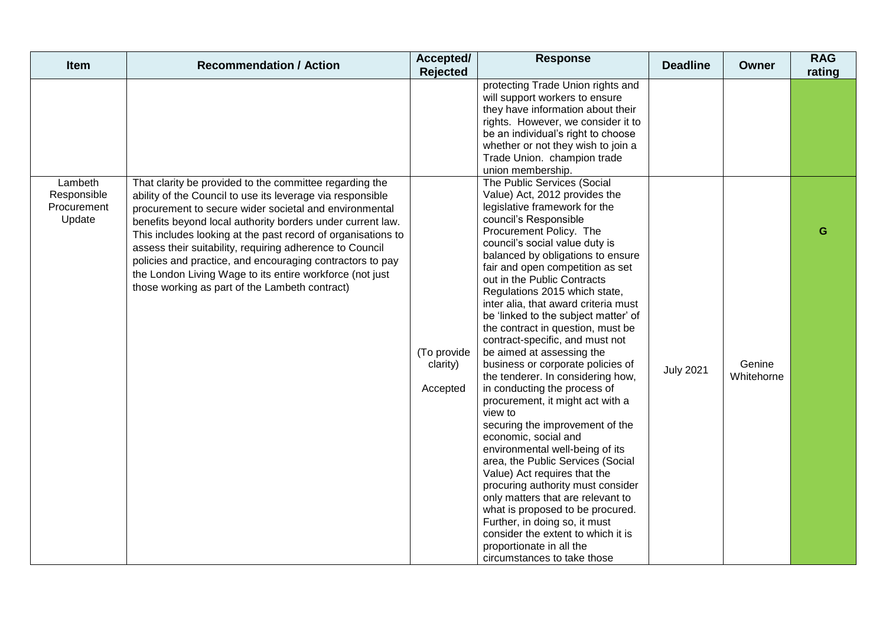| Item | Recommendation / Action | Accepted/ Rejected | Response | Deadline | Owner | RAG rating |
|---|---|---|---|---|---|---|
| | | | protecting Trade Union rights and will support workers to ensure they have information about their rights. However, we consider it to be an individual's right to choose whether or not they wish to join a Trade Union. champion trade union membership. | | | |
| Lambeth Responsible Procurement Update | That clarity be provided to the committee regarding the ability of the Council to use its leverage via responsible procurement to secure wider societal and environmental benefits beyond local authority borders under current law. This includes looking at the past record of organisations to assess their suitability, requiring adherence to Council policies and practice, and encouraging contractors to pay the London Living Wage to its entire workforce (not just those working as part of the Lambeth contract) | (To provide clarity) Accepted | The Public Services (Social Value) Act, 2012 provides the legislative framework for the council's Responsible Procurement Policy. The council's social value duty is balanced by obligations to ensure fair and open competition as set out in the Public Contracts Regulations 2015 which state, inter alia, that award criteria must be 'linked to the subject matter' of the contract in question, must be contract-specific, and must not be aimed at assessing the business or corporate policies of the tenderer. In considering how, in conducting the process of procurement, it might act with a view to securing the improvement of the economic, social and environmental well-being of its area, the Public Services (Social Value) Act requires that the procuring authority must consider only matters that are relevant to what is proposed to be procured. Further, in doing so, it must consider the extent to which it is proportionate in all the circumstances to take those | July 2021 | Genine Whitehorne | G |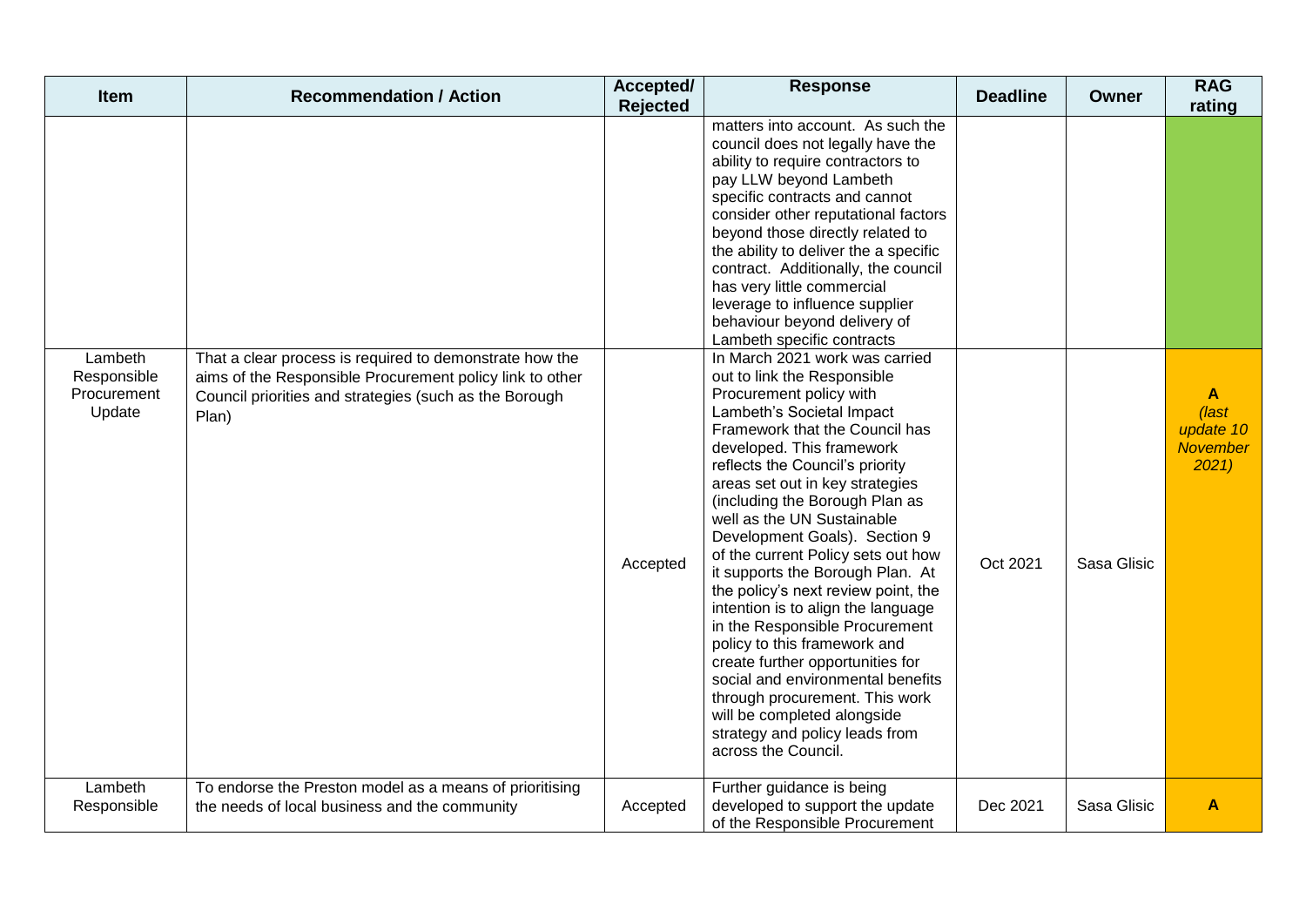| Item | Recommendation / Action | Accepted/ Rejected | Response | Deadline | Owner | RAG rating |
|---|---|---|---|---|---|---|
| | | | matters into account. As such the council does not legally have the ability to require contractors to pay LLW beyond Lambeth specific contracts and cannot consider other reputational factors beyond those directly related to the ability to deliver the a specific contract. Additionally, the council has very little commercial leverage to influence supplier behaviour beyond delivery of Lambeth specific contracts | | | |
| Lambeth Responsible Procurement Update | That a clear process is required to demonstrate how the aims of the Responsible Procurement policy link to other Council priorities and strategies (such as the Borough Plan) | Accepted | In March 2021 work was carried out to link the Responsible Procurement policy with Lambeth's Societal Impact Framework that the Council has developed. This framework reflects the Council's priority areas set out in key strategies (including the Borough Plan as well as the UN Sustainable Development Goals). Section 9 of the current Policy sets out how it supports the Borough Plan. At the policy's next review point, the intention is to align the language in the Responsible Procurement policy to this framework and create further opportunities for social and environmental benefits through procurement. This work will be completed alongside strategy and policy leads from across the Council. | Oct 2021 | Sasa Glisic | **A** *(last update 10 November 2021)* |
| Lambeth Responsible | To endorse the Preston model as a means of prioritising the needs of local business and the community | Accepted | Further guidance is being developed to support the update of the Responsible Procurement | Dec 2021 | Sasa Glisic | **A** |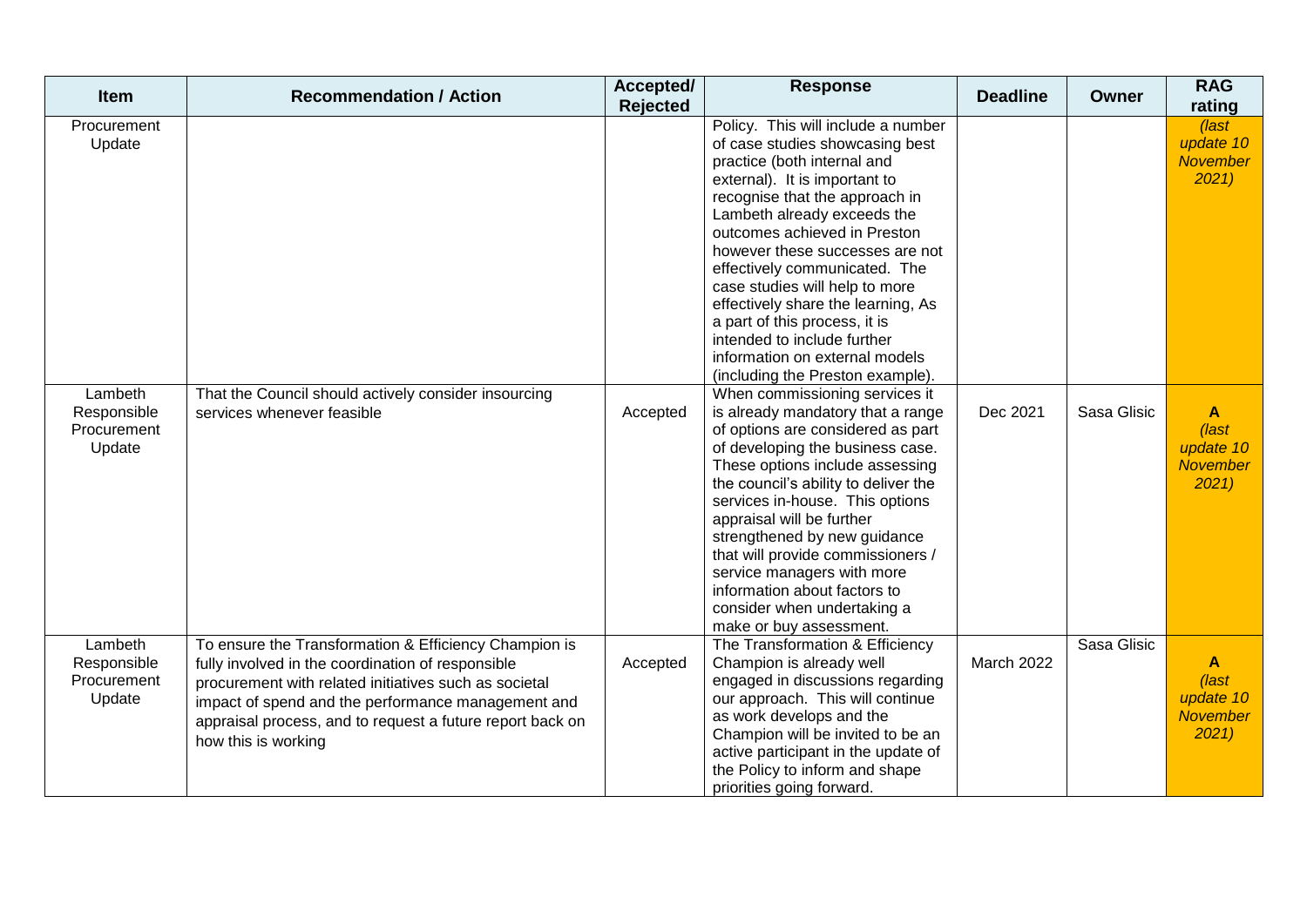| Item | Recommendation / Action | Accepted/ Rejected | Response | Deadline | Owner | RAG rating |
|---|---|---|---|---|---|---|
| Procurement Update | | | Policy. This will include a number of case studies showcasing best practice (both internal and external). It is important to recognise that the approach in Lambeth already exceeds the outcomes achieved in Preston however these successes are not effectively communicated. The case studies will help to more effectively share the learning, As a part of this process, it is intended to include further information on external models (including the Preston example). | | | *(last update 10 November 2021)* |
| Lambeth Responsible Procurement Update | That the Council should actively consider insourcing services whenever feasible | Accepted | When commissioning services it is already mandatory that a range of options are considered as part of developing the business case. These options include assessing the council's ability to deliver the services in-house. This options appraisal will be further strengthened by new guidance that will provide commissioners / service managers with more information about factors to consider when undertaking a make or buy assessment. | Dec 2021 | Sasa Glisic | **A** *(last update 10 November 2021)* |
| Lambeth Responsible Procurement Update | To ensure the Transformation & Efficiency Champion is fully involved in the coordination of responsible procurement with related initiatives such as societal impact of spend and the performance management and appraisal process, and to request a future report back on how this is working | Accepted | The Transformation & Efficiency Champion is already well engaged in discussions regarding our approach. This will continue as work develops and the Champion will be invited to be an active participant in the update of the Policy to inform and shape priorities going forward. | March 2022 | Sasa Glisic | **A** *(last update 10 November 2021)* |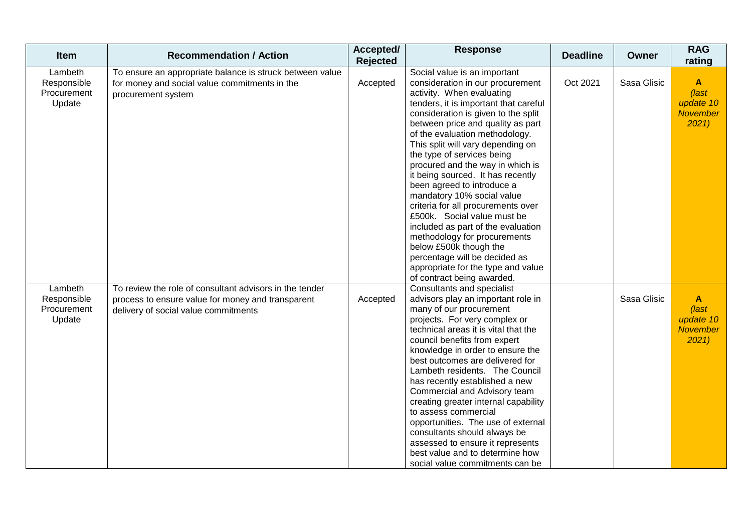| Item | Recommendation / Action | Accepted/ Rejected | Response | Deadline | Owner | RAG rating |
|---|---|---|---|---|---|---|
| Lambeth Responsible Procurement Update | To ensure an appropriate balance is struck between value for money and social value commitments in the procurement system | Accepted | Social value is an important consideration in our procurement activity. When evaluating tenders, it is important that careful consideration is given to the split between price and quality as part of the evaluation methodology. This split will vary depending on the type of services being procured and the way in which is it being sourced. It has recently been agreed to introduce a mandatory 10% social value criteria for all procurements over £500k. Social value must be included as part of the evaluation methodology for procurements below £500k though the percentage will be decided as appropriate for the type and value of contract being awarded. | Oct 2021 | Sasa Glisic | **A** *(last update 10 November 2021)* |
| Lambeth Responsible Procurement Update | To review the role of consultant advisors in the tender process to ensure value for money and transparent delivery of social value commitments | Accepted | Consultants and specialist advisors play an important role in many of our procurement projects. For very complex or technical areas it is vital that the council benefits from expert knowledge in order to ensure the best outcomes are delivered for Lambeth residents. The Council has recently established a new Commercial and Advisory team creating greater internal capability to assess commercial opportunities. The use of external consultants should always be assessed to ensure it represents best value and to determine how social value commitments can be | | Sasa Glisic | **A** *(last update 10 November 2021)* |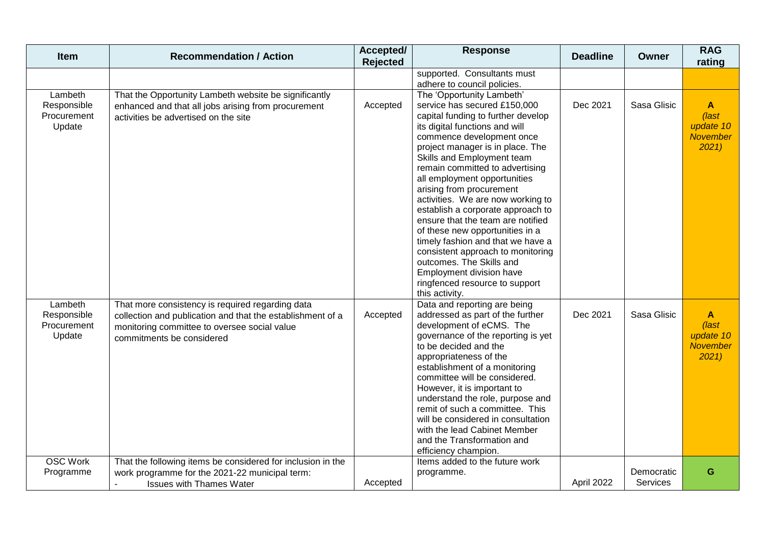| Item | Recommendation / Action | Accepted/ Rejected | Response | Deadline | Owner | RAG rating |
|---|---|---|---|---|---|---|
| | | | supported. Consultants must adhere to council policies. | | | |
| Lambeth Responsible Procurement Update | That the Opportunity Lambeth website be significantly enhanced and that all jobs arising from procurement activities be advertised on the site | Accepted | The 'Opportunity Lambeth' service has secured £150,000 capital funding to further develop its digital functions and will commence development once project manager is in place. The Skills and Employment team remain committed to advertising all employment opportunities arising from procurement activities. We are now working to establish a corporate approach to ensure that the team are notified of these new opportunities in a timely fashion and that we have a consistent approach to monitoring outcomes. The Skills and Employment division have ringfenced resource to support this activity. | Dec 2021 | Sasa Glisic | **A** *(last update 10 November 2021)* |
| Lambeth Responsible Procurement Update | That more consistency is required regarding data collection and publication and that the establishment of a monitoring committee to oversee social value commitments be considered | Accepted | Data and reporting are being addressed as part of the further development of eCMS. The governance of the reporting is yet to be decided and the appropriateness of the establishment of a monitoring committee will be considered. However, it is important to understand the role, purpose and remit of such a committee. This will be considered in consultation with the lead Cabinet Member and the Transformation and efficiency champion. | Dec 2021 | Sasa Glisic | **A** *(last update 10 November 2021)* |
| OSC Work Programme | That the following items be considered for inclusion in the work programme for the 2021-22 municipal term:<br>- Issues with Thames Water | Accepted | Items added to the future work programme. | April 2022 | Democratic Services | **G** |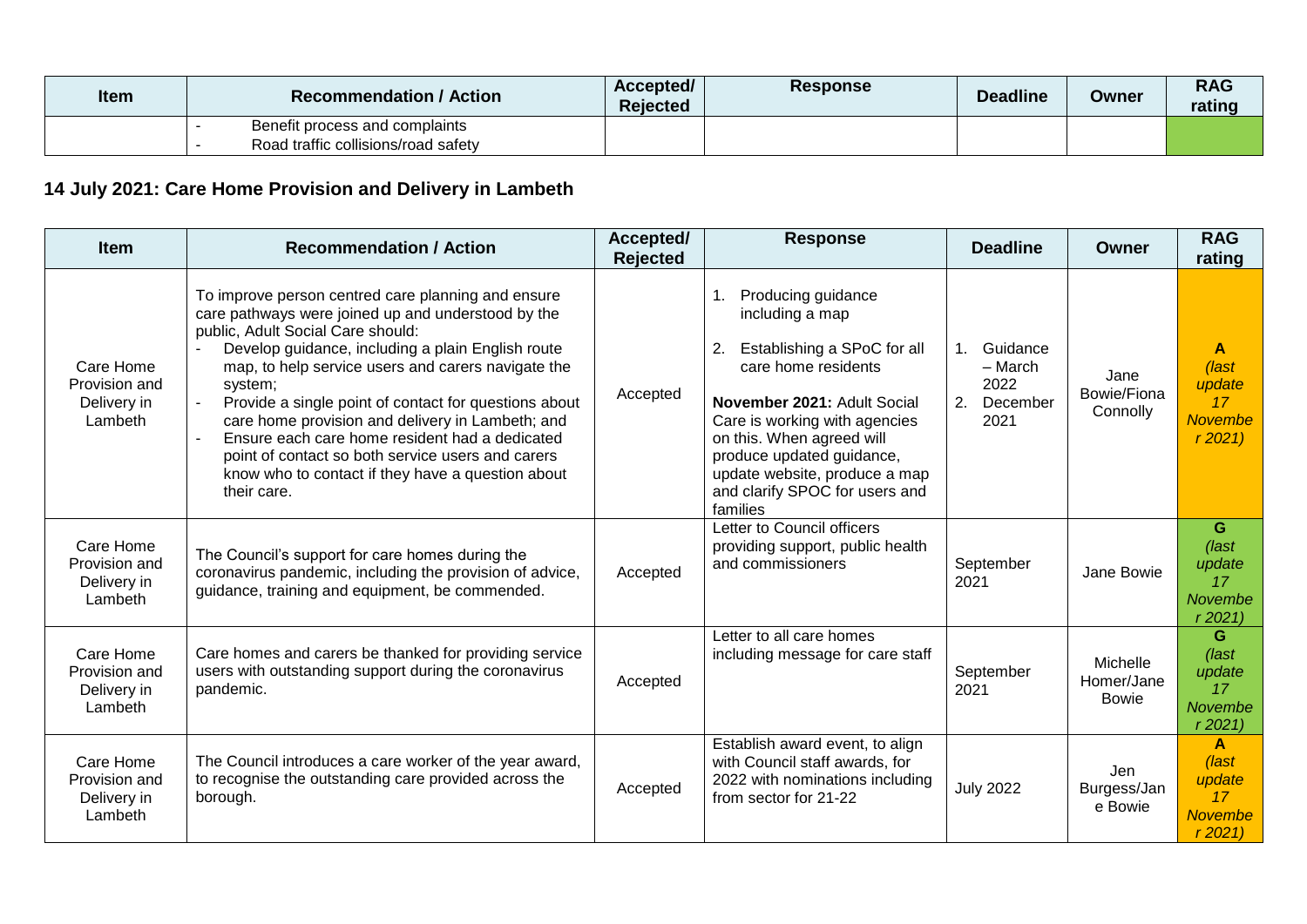| Item | Recommendation / Action | Accepted/ Rejected | Response | Deadline | Owner | RAG rating |
|---|---|---|---|---|---|---|
| | - Benefit process and complaints<br>- Road traffic collisions/road safety | | | | | |

## 14 July 2021: Care Home Provision and Delivery in Lambeth

| Item | Recommendation / Action | Accepted/ Rejected | Response | Deadline | Owner | RAG rating |
|---|---|---|---|---|---|---|
| Care Home Provision and Delivery in Lambeth | To improve person centred care planning and ensure care pathways were joined up and understood by the public, Adult Social Care should:<br>- Develop guidance, including a plain English route map, to help service users and carers navigate the system;<br>- Provide a single point of contact for questions about care home provision and delivery in Lambeth; and<br>- Ensure each care home resident had a dedicated point of contact so both service users and carers know who to contact if they have a question about their care. | Accepted | 1. Producing guidance including a map<br>2. Establishing a SPoC for all care home residents<br>**November 2021:** Adult Social Care is working with agencies on this. When agreed will produce updated guidance, update website, produce a map and clarify SPOC for users and families | 1. Guidance – March 2022<br>2. December 2021 | Jane Bowie/Fiona Connolly | **A** *(last update 17 November 2021)* |
| Care Home Provision and Delivery in Lambeth | The Council's support for care homes during the coronavirus pandemic, including the provision of advice, guidance, training and equipment, be commended. | Accepted | Letter to Council officers providing support, public health and commissioners | September 2021 | Jane Bowie | **G** *(last update 17 November 2021)* |
| Care Home Provision and Delivery in Lambeth | Care homes and carers be thanked for providing service users with outstanding support during the coronavirus pandemic. | Accepted | Letter to all care homes including message for care staff | September 2021 | Michelle Homer/Jane Bowie | **G** *(last update 17 November 2021)* |
| Care Home Provision and Delivery in Lambeth | The Council introduces a care worker of the year award, to recognise the outstanding care provided across the borough. | Accepted | Establish award event, to align with Council staff awards, for 2022 with nominations including from sector for 21-22 | July 2022 | Jen Burgess/Jane Bowie | **A** *(last update 17 November 2021)* |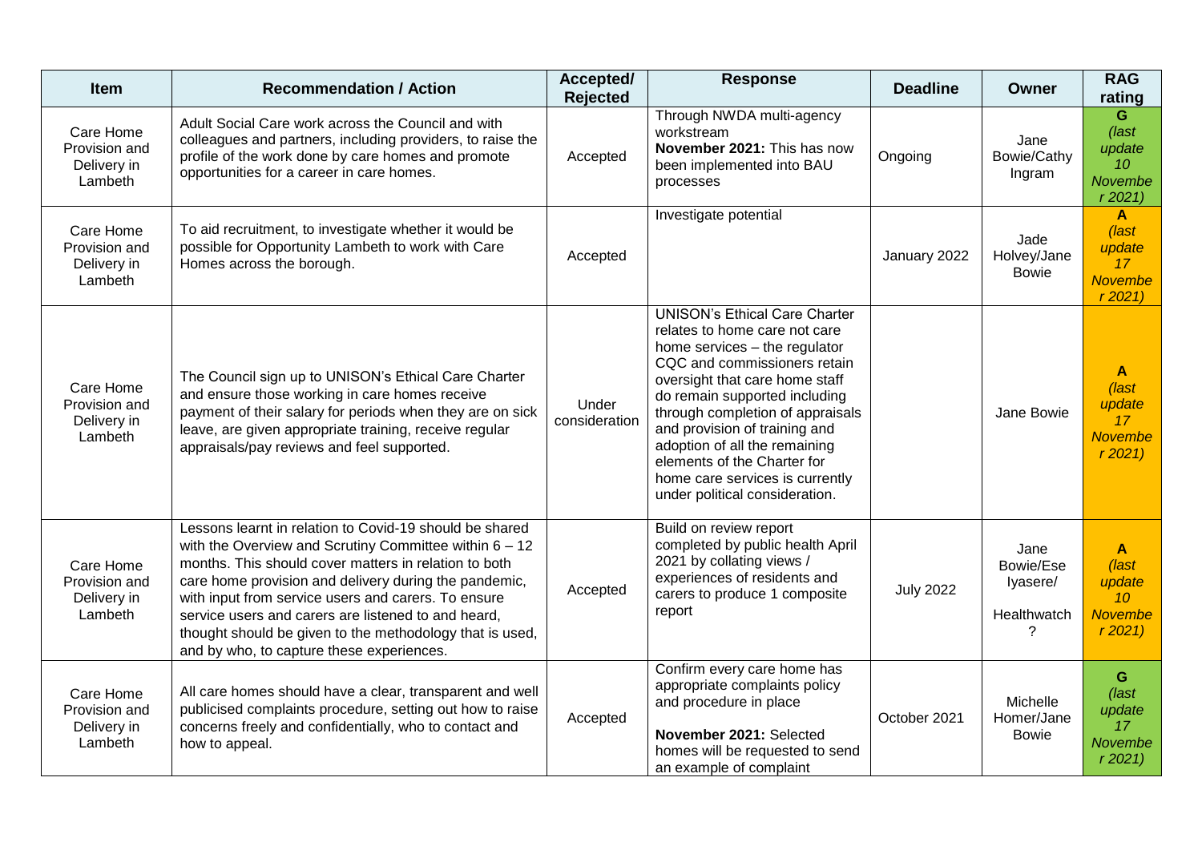| Item | Recommendation / Action | Accepted/ Rejected | Response | Deadline | Owner | RAG rating |
|---|---|---|---|---|---|---|
| Care Home Provision and Delivery in Lambeth | Adult Social Care work across the Council and with colleagues and partners, including providers, to raise the profile of the work done by care homes and promote opportunities for a career in care homes. | Accepted | Through NWDA multi-agency workstream **November 2021:** This has now been implemented into BAU processes | Ongoing | Jane Bowie/Cathy Ingram | **G** *(last update 10 November 2021)* |
| Care Home Provision and Delivery in Lambeth | To aid recruitment, to investigate whether it would be possible for Opportunity Lambeth to work with Care Homes across the borough. | Accepted | Investigate potential | January 2022 | Jade Holvey/Jane Bowie | **A** *(last update 17 November 2021)* |
| Care Home Provision and Delivery in Lambeth | The Council sign up to UNISON's Ethical Care Charter and ensure those working in care homes receive payment of their salary for periods when they are on sick leave, are given appropriate training, receive regular appraisals/pay reviews and feel supported. | Under consideration | UNISON's Ethical Care Charter relates to home care not care home services – the regulator CQC and commissioners retain oversight that care home staff do remain supported including through completion of appraisals and provision of training and adoption of all the remaining elements of the Charter for home care services is currently under political consideration. | | Jane Bowie | **A** *(last update 17 November 2021)* |
| Care Home Provision and Delivery in Lambeth | Lessons learnt in relation to Covid-19 should be shared with the Overview and Scrutiny Committee within 6 – 12 months. This should cover matters in relation to both care home provision and delivery during the pandemic, with input from service users and carers. To ensure service users and carers are listened to and heard, thought should be given to the methodology that is used, and by who, to capture these experiences. | Accepted | Build on review report completed by public health April 2021 by collating views / experiences of residents and carers to produce 1 composite report | July 2022 | Jane Bowie/Ese Iyasere/ Healthwatch ? | **A** *(last update 10 November 2021)* |
| Care Home Provision and Delivery in Lambeth | All care homes should have a clear, transparent and well publicised complaints procedure, setting out how to raise concerns freely and confidentially, who to contact and how to appeal. | Accepted | Confirm every care home has appropriate complaints policy and procedure in place **November 2021:** Selected homes will be requested to send an example of complaint | October 2021 | Michelle Homer/Jane Bowie | **G** *(last update 17 November 2021)* |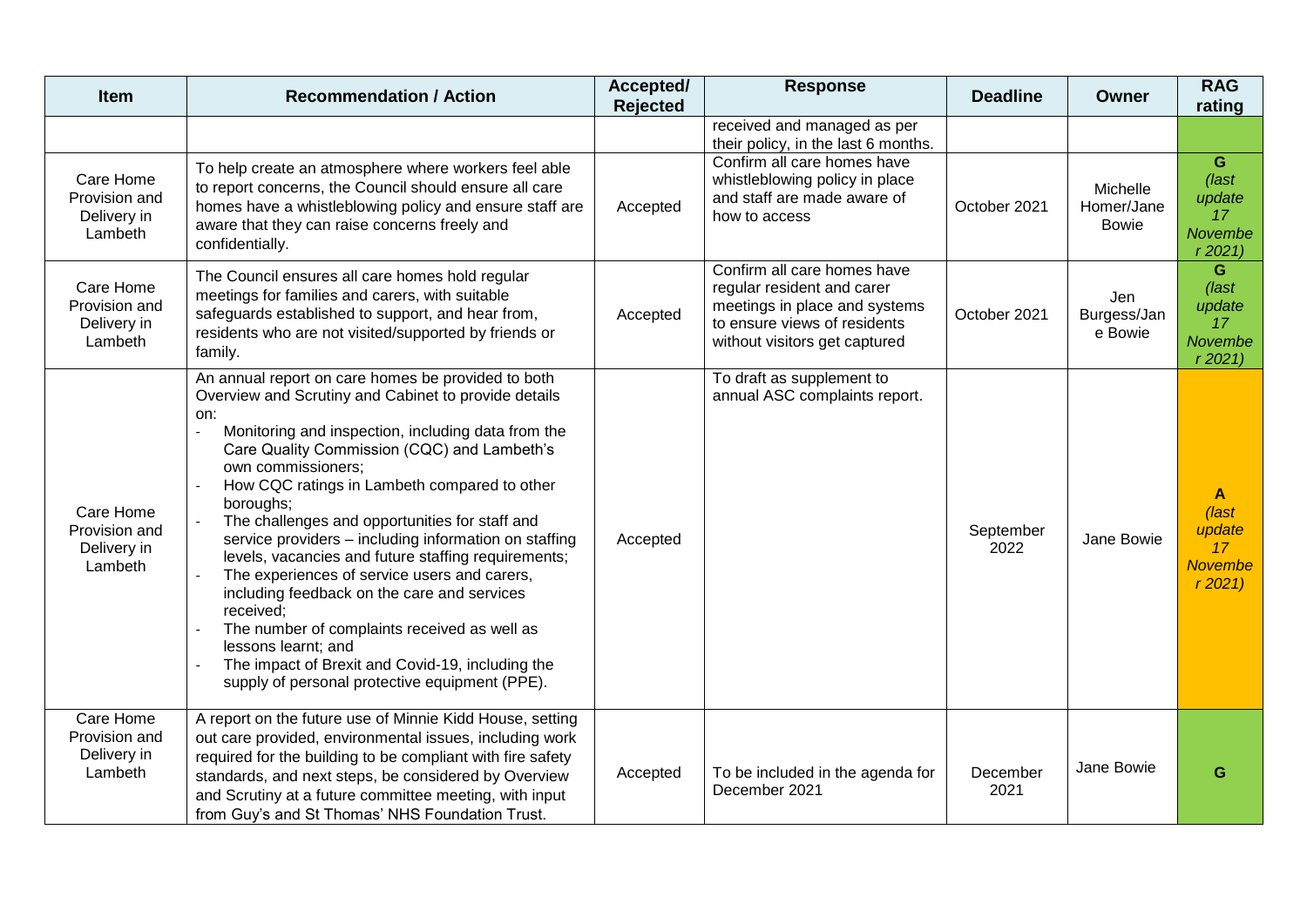| Item | Recommendation / Action | Accepted/ Rejected | Response | Deadline | Owner | RAG rating |
|---|---|---|---|---|---|---|
| | | | received and managed as per their policy, in the last 6 months. | | | |
| Care Home Provision and Delivery in Lambeth | To help create an atmosphere where workers feel able to report concerns, the Council should ensure all care homes have a whistleblowing policy and ensure staff are aware that they can raise concerns freely and confidentially. | Accepted | Confirm all care homes have whistleblowing policy in place and staff are made aware of how to access | October 2021 | Michelle Homer/Jane Bowie | G *(last update 17 November 2021)* |
| Care Home Provision and Delivery in Lambeth | The Council ensures all care homes hold regular meetings for families and carers, with suitable safeguards established to support, and hear from, residents who are not visited/supported by friends or family. | Accepted | Confirm all care homes have regular resident and carer meetings in place and systems to ensure views of residents without visitors get captured | October 2021 | Jen Burgess/Jane Bowie | G *(last update 17 November 2021)* |
| Care Home Provision and Delivery in Lambeth | An annual report on care homes be provided to both Overview and Scrutiny and Cabinet to provide details on:<br>- Monitoring and inspection, including data from the Care Quality Commission (CQC) and Lambeth's own commissioners;<br>- How CQC ratings in Lambeth compared to other boroughs;<br>- The challenges and opportunities for staff and service providers – including information on staffing levels, vacancies and future staffing requirements;<br>- The experiences of service users and carers, including feedback on the care and services received;<br>- The number of complaints received as well as lessons learnt; and<br>- The impact of Brexit and Covid-19, including the supply of personal protective equipment (PPE). | Accepted | To draft as supplement to annual ASC complaints report. | September 2022 | Jane Bowie | A *(last update 17 November 2021)* |
| Care Home Provision and Delivery in Lambeth | A report on the future use of Minnie Kidd House, setting out care provided, environmental issues, including work required for the building to be compliant with fire safety standards, and next steps, be considered by Overview and Scrutiny at a future committee meeting, with input from Guy's and St Thomas' NHS Foundation Trust. | Accepted | To be included in the agenda for December 2021 | December 2021 | Jane Bowie | G |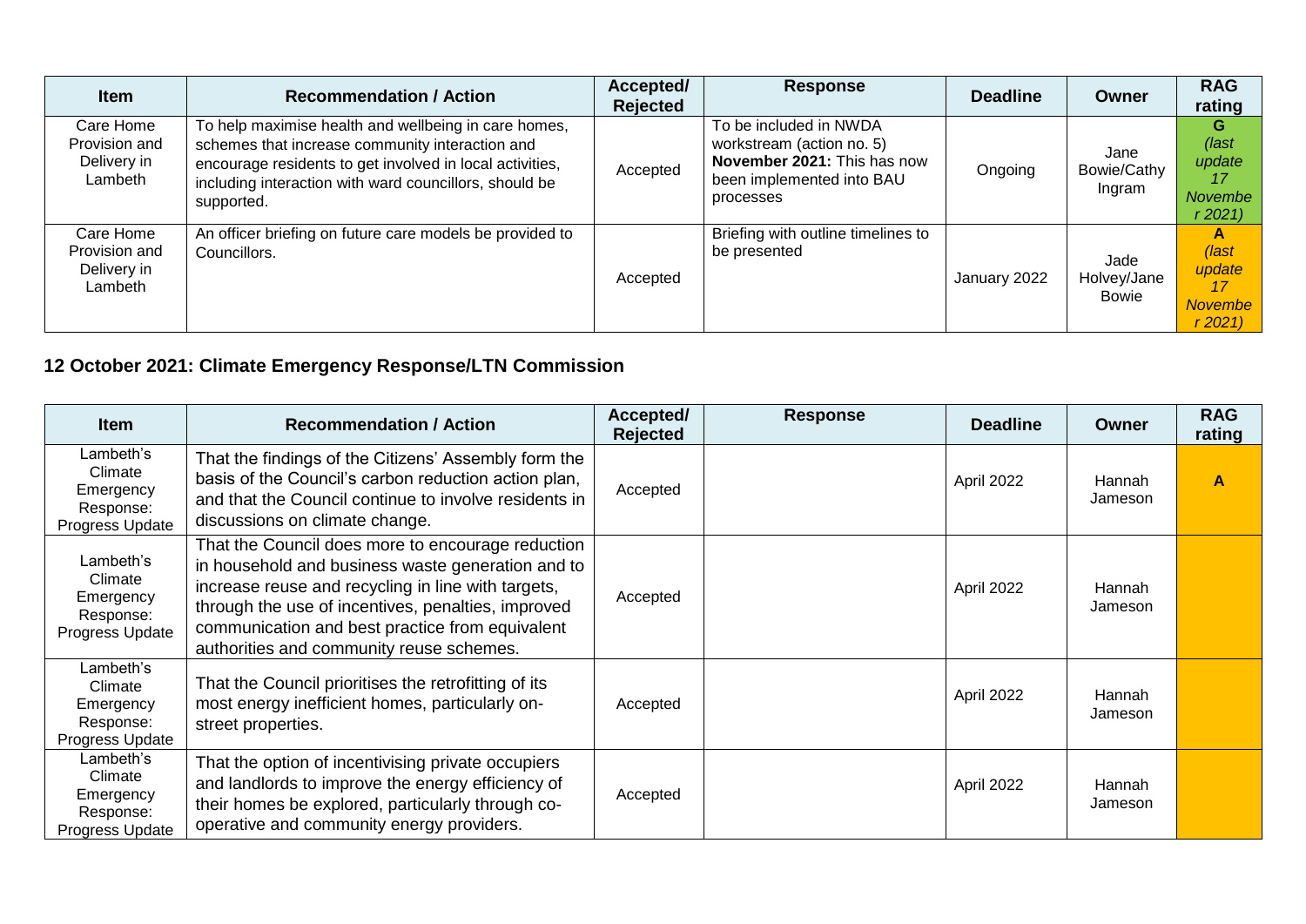| Item | Recommendation / Action | Accepted/ Rejected | Response | Deadline | Owner | RAG rating |
|---|---|---|---|---|---|---|
| Care Home Provision and Delivery in Lambeth | To help maximise health and wellbeing in care homes, schemes that increase community interaction and encourage residents to get involved in local activities, including interaction with ward councillors, should be supported. | Accepted | To be included in NWDA workstream (action no. 5) **November 2021:** This has now been implemented into BAU processes | Ongoing | Jane Bowie/Cathy Ingram | **G** *(last update 17 November 2021)* |
| Care Home Provision and Delivery in Lambeth | An officer briefing on future care models be provided to Councillors. | Accepted | Briefing with outline timelines to be presented | January 2022 | Jade Holvey/Jane Bowie | **A** *(last update 17 November 2021)* |

## 12 October 2021: Climate Emergency Response/LTN Commission

| Item | Recommendation / Action | Accepted/ Rejected | Response | Deadline | Owner | RAG rating |
|---|---|---|---|---|---|---|
| Lambeth's Climate Emergency Response: Progress Update | That the findings of the Citizens' Assembly form the basis of the Council's carbon reduction action plan, and that the Council continue to involve residents in discussions on climate change. | Accepted | | April 2022 | Hannah Jameson | **A** |
| Lambeth's Climate Emergency Response: Progress Update | That the Council does more to encourage reduction in household and business waste generation and to increase reuse and recycling in line with targets, through the use of incentives, penalties, improved communication and best practice from equivalent authorities and community reuse schemes. | Accepted | | April 2022 | Hannah Jameson | |
| Lambeth's Climate Emergency Response: Progress Update | That the Council prioritises the retrofitting of its most energy inefficient homes, particularly on-street properties. | Accepted | | April 2022 | Hannah Jameson | |
| Lambeth's Climate Emergency Response: Progress Update | That the option of incentivising private occupiers and landlords to improve the energy efficiency of their homes be explored, particularly through co-operative and community energy providers. | Accepted | | April 2022 | Hannah Jameson | |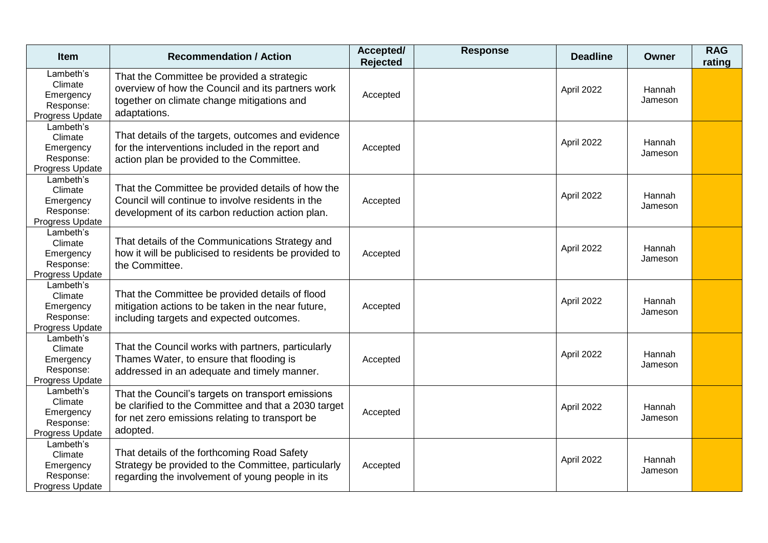| Item | Recommendation / Action | Accepted/ Rejected | Response | Deadline | Owner | RAG rating |
| --- | --- | --- | --- | --- | --- | --- |
| Lambeth's Climate Emergency Response: Progress Update | That the Committee be provided a strategic overview of how the Council and its partners work together on climate change mitigations and adaptations. | Accepted | | April 2022 | Hannah Jameson | |
| Lambeth's Climate Emergency Response: Progress Update | That details of the targets, outcomes and evidence for the interventions included in the report and action plan be provided to the Committee. | Accepted | | April 2022 | Hannah Jameson | |
| Lambeth's Climate Emergency Response: Progress Update | That the Committee be provided details of how the Council will continue to involve residents in the development of its carbon reduction action plan. | Accepted | | April 2022 | Hannah Jameson | |
| Lambeth's Climate Emergency Response: Progress Update | That details of the Communications Strategy and how it will be publicised to residents be provided to the Committee. | Accepted | | April 2022 | Hannah Jameson | |
| Lambeth's Climate Emergency Response: Progress Update | That the Committee be provided details of flood mitigation actions to be taken in the near future, including targets and expected outcomes. | Accepted | | April 2022 | Hannah Jameson | |
| Lambeth's Climate Emergency Response: Progress Update | That the Council works with partners, particularly Thames Water, to ensure that flooding is addressed in an adequate and timely manner. | Accepted | | April 2022 | Hannah Jameson | |
| Lambeth's Climate Emergency Response: Progress Update | That the Council's targets on transport emissions be clarified to the Committee and that a 2030 target for net zero emissions relating to transport be adopted. | Accepted | | April 2022 | Hannah Jameson | |
| Lambeth's Climate Emergency Response: Progress Update | That details of the forthcoming Road Safety Strategy be provided to the Committee, particularly regarding the involvement of young people in its | Accepted | | April 2022 | Hannah Jameson | |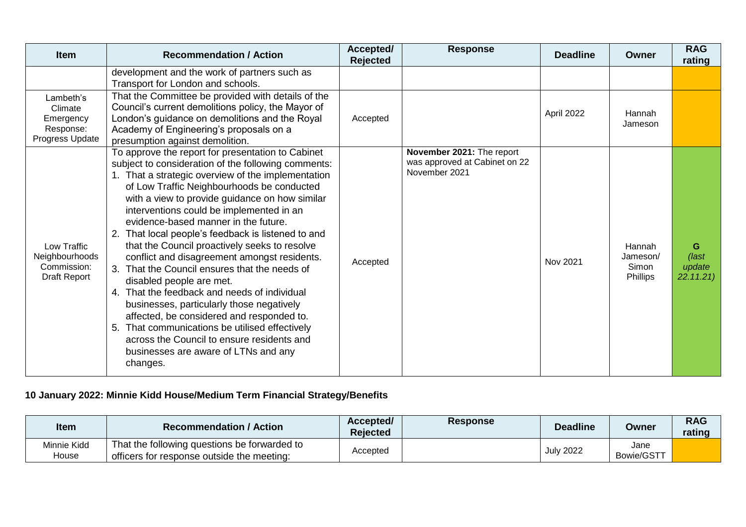| Item | Recommendation / Action | Accepted/ Rejected | Response | Deadline | Owner | RAG rating |
|---|---|---|---|---|---|---|
| | development and the work of partners such as Transport for London and schools. | | | | | |
| Lambeth's Climate Emergency Response: Progress Update | That the Committee be provided with details of the Council's current demolitions policy, the Mayor of London's guidance on demolitions and the Royal Academy of Engineering's proposals on a presumption against demolition. | Accepted | | April 2022 | Hannah Jameson | |
| Low Traffic Neighbourhoods Commission: Draft Report | To approve the report for presentation to Cabinet subject to consideration of the following comments:<br>1. That a strategic overview of the implementation of Low Traffic Neighbourhoods be conducted with a view to provide guidance on how similar interventions could be implemented in an evidence-based manner in the future.<br>2. That local people's feedback is listened to and that the Council proactively seeks to resolve conflict and disagreement amongst residents.<br>3. That the Council ensures that the needs of disabled people are met.<br>4. That the feedback and needs of individual businesses, particularly those negatively affected, be considered and responded to.<br>5. That communications be utilised effectively across the Council to ensure residents and businesses are aware of LTNs and any changes. | Accepted | **November 2021:** The report was approved at Cabinet on 22 November 2021 | Nov 2021 | Hannah Jameson/ Simon Phillips | G *(last update 22.11.21)* |

**10 January 2022: Minnie Kidd House/Medium Term Financial Strategy/Benefits**

| Item | Recommendation / Action | Accepted/ Rejected | Response | Deadline | Owner | RAG rating |
|---|---|---|---|---|---|---|
| Minnie Kidd House | That the following questions be forwarded to officers for response outside the meeting: | Accepted | | July 2022 | Jane Bowie/GSTT | |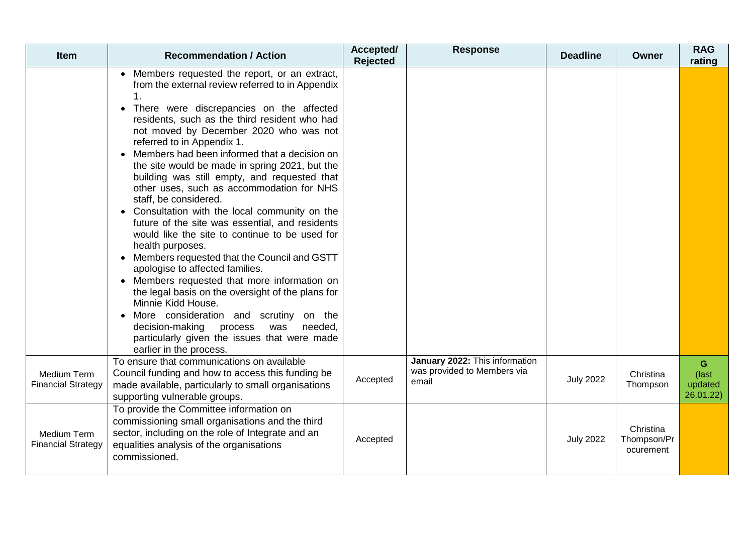| Item | Recommendation / Action | Accepted/ Rejected | Response | Deadline | Owner | RAG rating |
|---|---|---|---|---|---|---|
| | • Members requested the report, or an extract, from the external review referred to in Appendix 1.<br>• There were discrepancies on the affected residents, such as the third resident who had not moved by December 2020 who was not referred to in Appendix 1.<br>• Members had been informed that a decision on the site would be made in spring 2021, but the building was still empty, and requested that other uses, such as accommodation for NHS staff, be considered.<br>• Consultation with the local community on the future of the site was essential, and residents would like the site to continue to be used for health purposes.<br>• Members requested that the Council and GSTT apologise to affected families.<br>• Members requested that more information on the legal basis on the oversight of the plans for Minnie Kidd House.<br>• More consideration and scrutiny on the decision-making process was needed, particularly given the issues that were made earlier in the process. | | | | | |
| Medium Term Financial Strategy | To ensure that communications on available Council funding and how to access this funding be made available, particularly to small organisations supporting vulnerable groups. | Accepted | **January 2022:** This information was provided to Members via email | July 2022 | Christina Thompson | G (last updated 26.01.22) |
| Medium Term Financial Strategy | To provide the Committee information on commissioning small organisations and the third sector, including on the role of Integrate and an equalities analysis of the organisations commissioned. | Accepted | | July 2022 | Christina Thompson/Procurement | |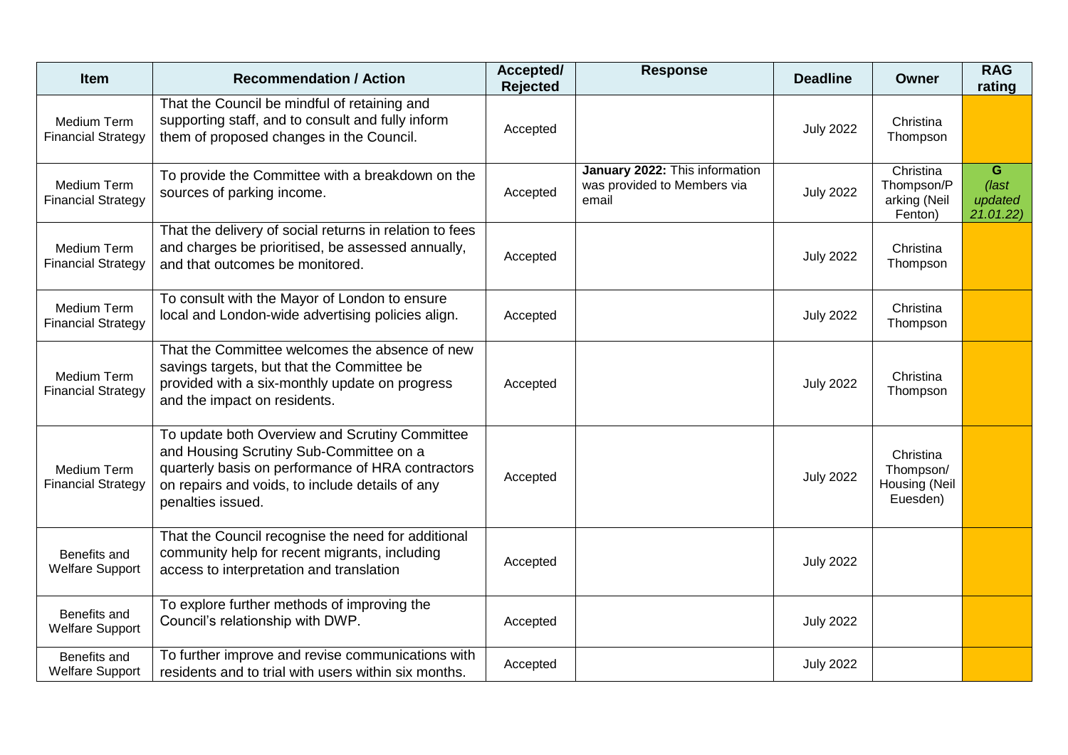| Item | Recommendation / Action | Accepted/ Rejected | Response | Deadline | Owner | RAG rating |
|---|---|---|---|---|---|---|
| Medium Term Financial Strategy | That the Council be mindful of retaining and supporting staff, and to consult and fully inform them of proposed changes in the Council. | Accepted | | July 2022 | Christina Thompson | |
| Medium Term Financial Strategy | To provide the Committee with a breakdown on the sources of parking income. | Accepted | **January 2022:** This information was provided to Members via email | July 2022 | Christina Thompson/Parking (Neil Fenton) | G *(last updated 21.01.22)* |
| Medium Term Financial Strategy | That the delivery of social returns in relation to fees and charges be prioritised, be assessed annually, and that outcomes be monitored. | Accepted | | July 2022 | Christina Thompson | |
| Medium Term Financial Strategy | To consult with the Mayor of London to ensure local and London-wide advertising policies align. | Accepted | | July 2022 | Christina Thompson | |
| Medium Term Financial Strategy | That the Committee welcomes the absence of new savings targets, but that the Committee be provided with a six-monthly update on progress and the impact on residents. | Accepted | | July 2022 | Christina Thompson | |
| Medium Term Financial Strategy | To update both Overview and Scrutiny Committee and Housing Scrutiny Sub-Committee on a quarterly basis on performance of HRA contractors on repairs and voids, to include details of any penalties issued. | Accepted | | July 2022 | Christina Thompson/ Housing (Neil Euesden) | |
| Benefits and Welfare Support | That the Council recognise the need for additional community help for recent migrants, including access to interpretation and translation | Accepted | | July 2022 | | |
| Benefits and Welfare Support | To explore further methods of improving the Council's relationship with DWP. | Accepted | | July 2022 | | |
| Benefits and Welfare Support | To further improve and revise communications with residents and to trial with users within six months. | Accepted | | July 2022 | | |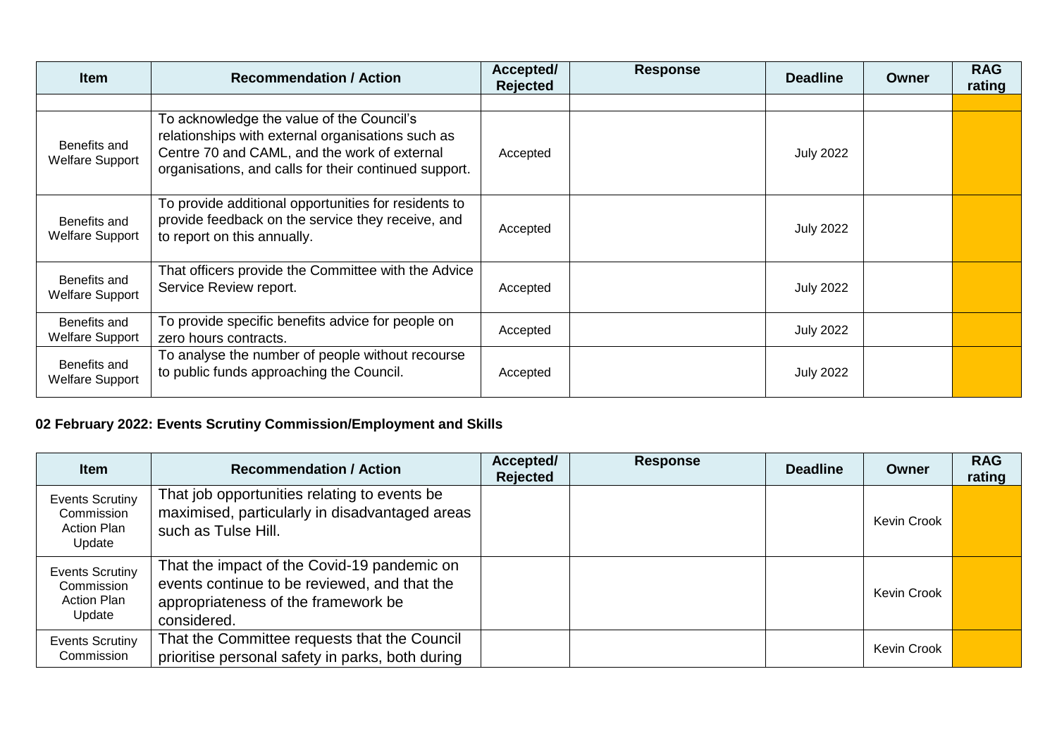| Item | Recommendation / Action | Accepted/ Rejected | Response | Deadline | Owner | RAG rating |
|---|---|---|---|---|---|---|
| | | | | | | |
| Benefits and Welfare Support | To acknowledge the value of the Council's relationships with external organisations such as Centre 70 and CAML, and the work of external organisations, and calls for their continued support. | Accepted | | July 2022 | | |
| Benefits and Welfare Support | To provide additional opportunities for residents to provide feedback on the service they receive, and to report on this annually. | Accepted | | July 2022 | | |
| Benefits and Welfare Support | That officers provide the Committee with the Advice Service Review report. | Accepted | | July 2022 | | |
| Benefits and Welfare Support | To provide specific benefits advice for people on zero hours contracts. | Accepted | | July 2022 | | |
| Benefits and Welfare Support | To analyse the number of people without recourse to public funds approaching the Council. | Accepted | | July 2022 | | |

**02 February 2022: Events Scrutiny Commission/Employment and Skills**

| Item | Recommendation / Action | Accepted/ Rejected | Response | Deadline | Owner | RAG rating |
|---|---|---|---|---|---|---|
| Events Scrutiny Commission Action Plan Update | That job opportunities relating to events be maximised, particularly in disadvantaged areas such as Tulse Hill. | | | | Kevin Crook | |
| Events Scrutiny Commission Action Plan Update | That the impact of the Covid-19 pandemic on events continue to be reviewed, and that the appropriateness of the framework be considered. | | | | Kevin Crook | |
| Events Scrutiny Commission | That the Committee requests that the Council prioritise personal safety in parks, both during | | | | Kevin Crook | |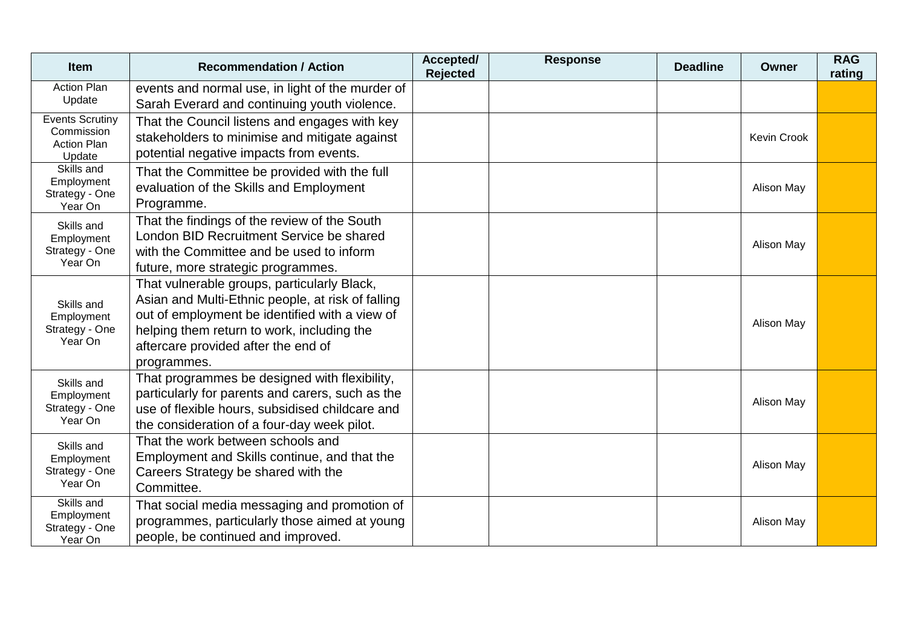| Item | Recommendation / Action | Accepted/ Rejected | Response | Deadline | Owner | RAG rating |
|---|---|---|---|---|---|---|
| Action Plan Update | events and normal use, in light of the murder of Sarah Everard and continuing youth violence. | | | | | |
| Events Scrutiny Commission Action Plan Update | That the Council listens and engages with key stakeholders to minimise and mitigate against potential negative impacts from events. | | | | Kevin Crook | |
| Skills and Employment Strategy - One Year On | That the Committee be provided with the full evaluation of the Skills and Employment Programme. | | | | Alison May | |
| Skills and Employment Strategy - One Year On | That the findings of the review of the South London BID Recruitment Service be shared with the Committee and be used to inform future, more strategic programmes. | | | | Alison May | |
| Skills and Employment Strategy - One Year On | That vulnerable groups, particularly Black, Asian and Multi-Ethnic people, at risk of falling out of employment be identified with a view of helping them return to work, including the aftercare provided after the end of programmes. | | | | Alison May | |
| Skills and Employment Strategy - One Year On | That programmes be designed with flexibility, particularly for parents and carers, such as the use of flexible hours, subsidised childcare and the consideration of a four-day week pilot. | | | | Alison May | |
| Skills and Employment Strategy - One Year On | That the work between schools and Employment and Skills continue, and that the Careers Strategy be shared with the Committee. | | | | Alison May | |
| Skills and Employment Strategy - One Year On | That social media messaging and promotion of programmes, particularly those aimed at young people, be continued and improved. | | | | Alison May | |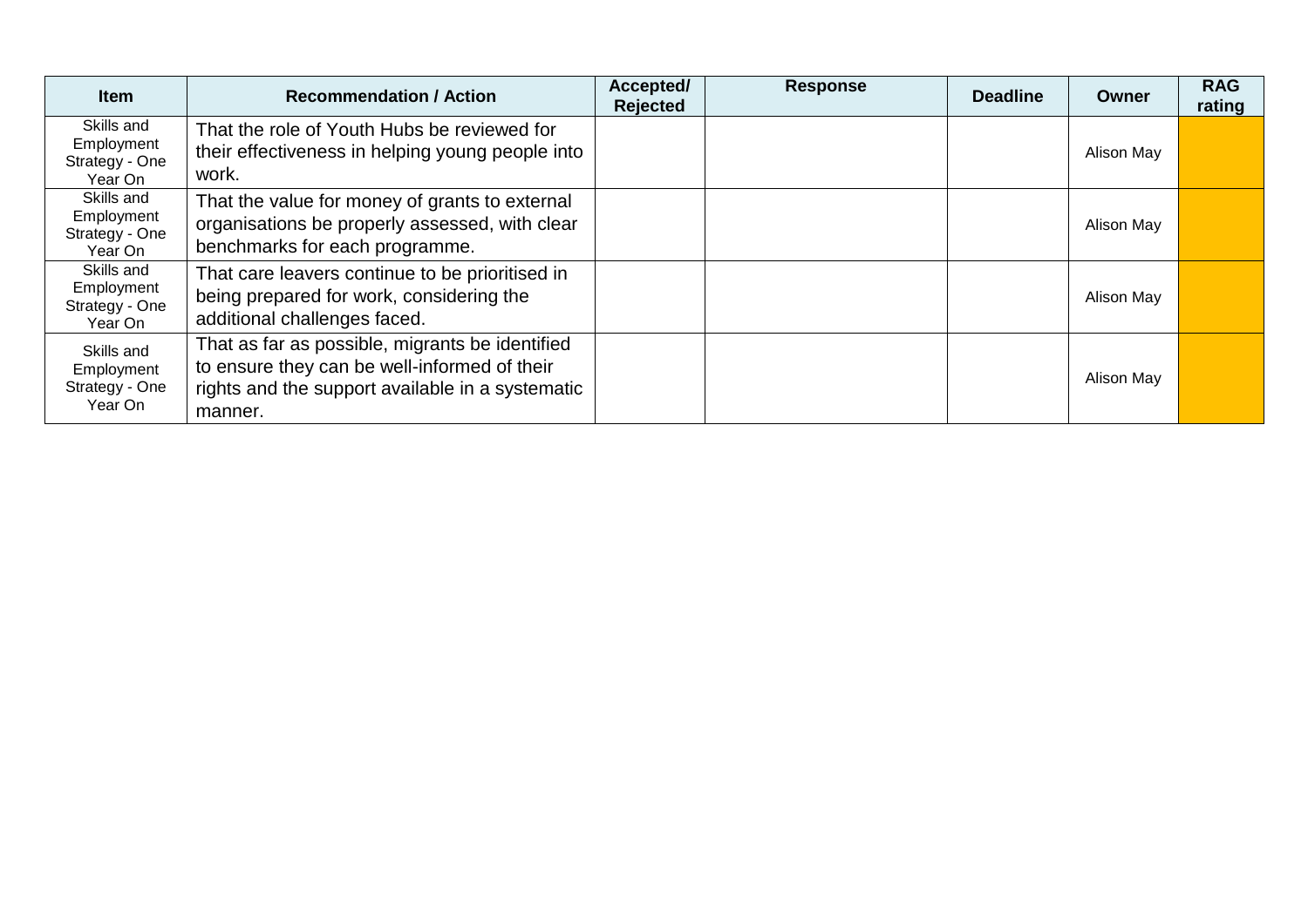| Item | Recommendation / Action | Accepted/ Rejected | Response | Deadline | Owner | RAG rating |
|---|---|---|---|---|---|---|
| Skills and Employment Strategy - One Year On | That the role of Youth Hubs be reviewed for their effectiveness in helping young people into work. | | | | Alison May | |
| Skills and Employment Strategy - One Year On | That the value for money of grants to external organisations be properly assessed, with clear benchmarks for each programme. | | | | Alison May | |
| Skills and Employment Strategy - One Year On | That care leavers continue to be prioritised in being prepared for work, considering the additional challenges faced. | | | | Alison May | |
| Skills and Employment Strategy - One Year On | That as far as possible, migrants be identified to ensure they can be well-informed of their rights and the support available in a systematic manner. | | | | Alison May | |